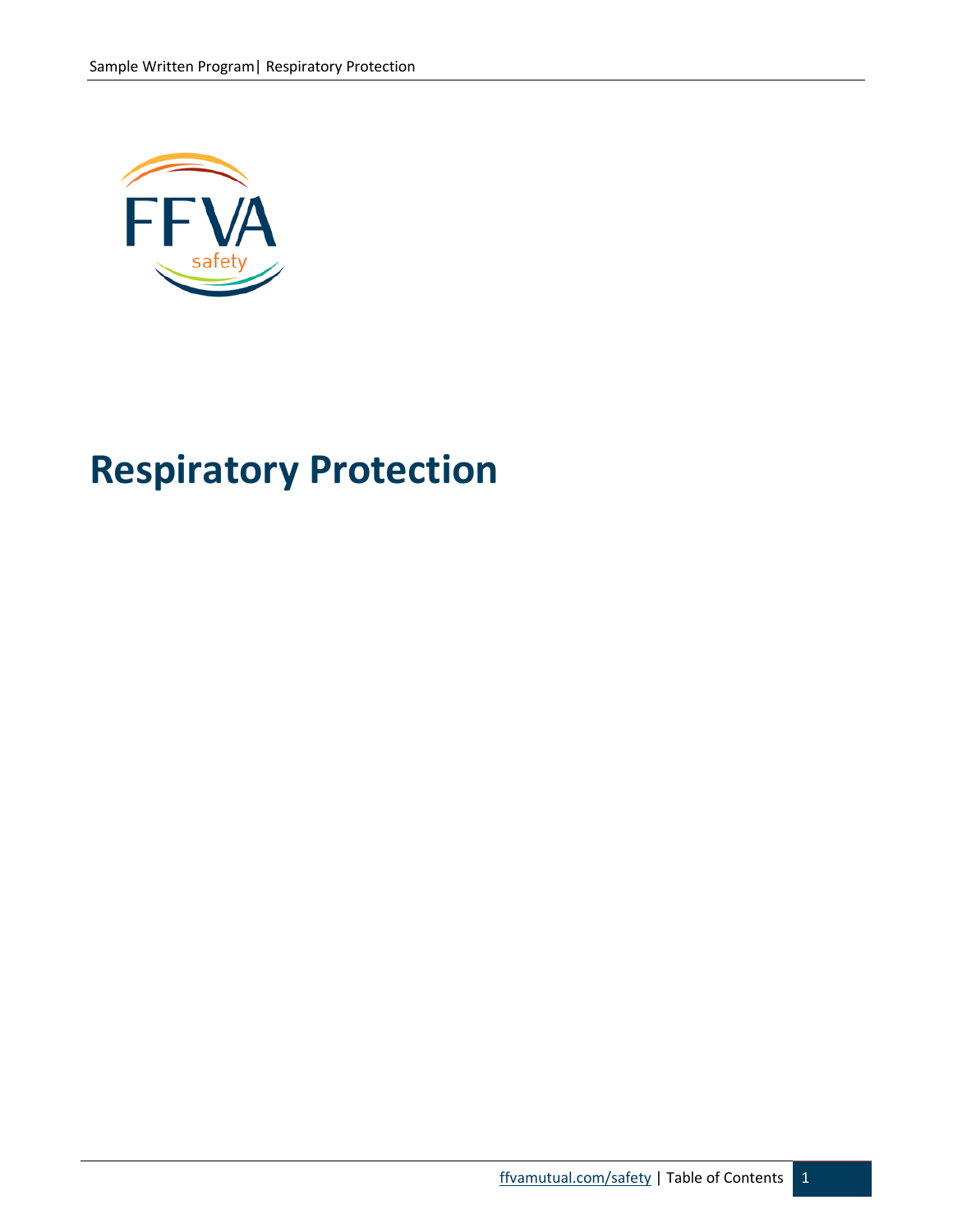# Respiratory Protection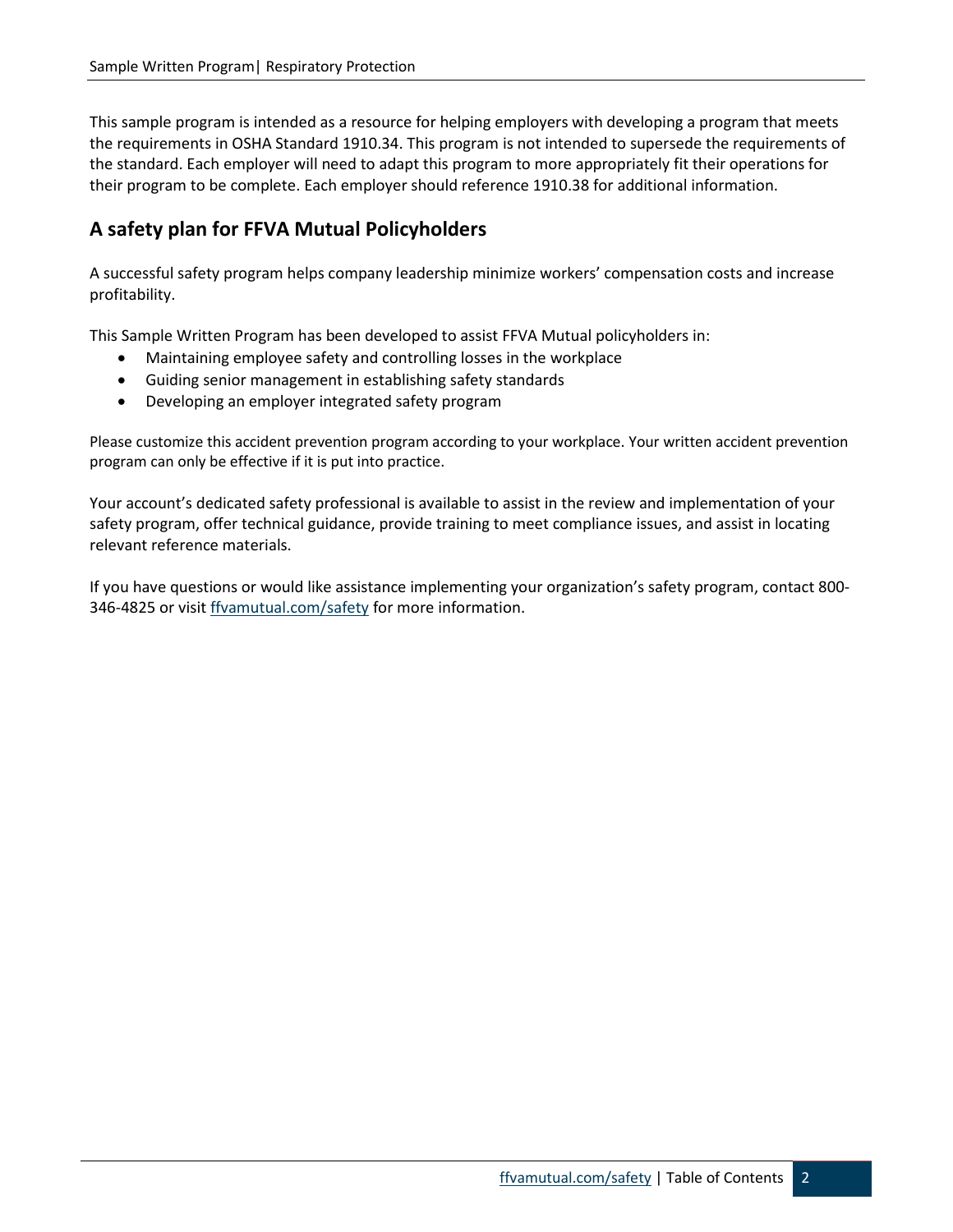This sample program is intended as a resource for helping employers with developing a program that meets the requirements in OSHA Standard 1910.34. This program is not intended to supersede the requirements of the standard. Each employer will need to adapt this program to more appropriately fit their operations for their program to be complete. Each employer should reference 1910.38 for additional information.

## A safety plan for FFVA Mutual Policyholders

A successful safety program helps company leadership minimize workers' compensation costs and increase profitability.

This Sample Written Program has been developed to assist FFVA Mutual policyholders in:

- Maintaining employee safety and controlling losses in the workplace
- Guiding senior management in establishing safety standards
- Developing an employer integrated safety program

Please customize this accident prevention program according to your workplace. Your written accident prevention program can only be effective if it is put into practice.

Your account's dedicated safety professional is available to assist in the review and implementation of your safety program, offer technical guidance, provide training to meet compliance issues, and assist in locating relevant reference materials.

If you have questions or would like assistance implementing your organization's safety program, contact 800-346-4825 or visit ffvamutual.com/safety for more information.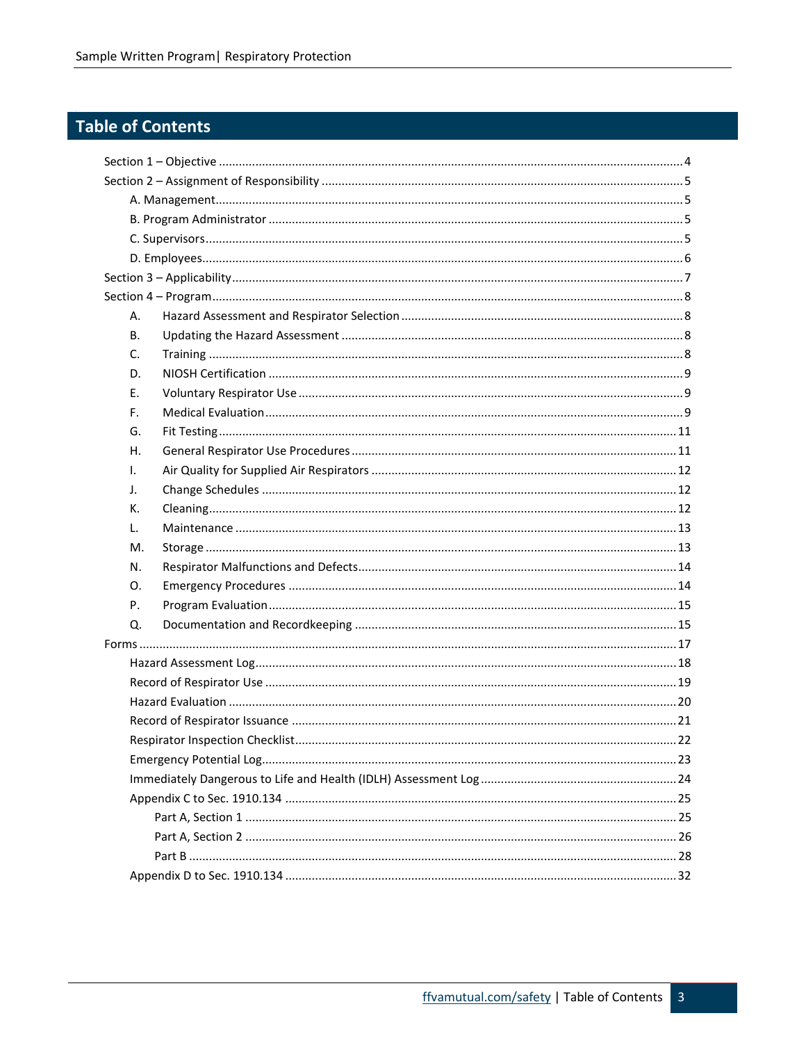# Table of Contents

Section 1 – Objective ........................................................ 4

Section 2 – Assignment of Responsibility ........................................................ 5

- A. Management........................................................ 5
- B. Program Administrator ........................................................ 5
- C. Supervisors........................................................ 5
- D. Employees........................................................ 6

Section 3 – Applicability........................................................ 7

Section 4 – Program........................................................ 8

- A. Hazard Assessment and Respirator Selection ........................................................ 8
- B. Updating the Hazard Assessment ........................................................ 8
- C. Training ........................................................ 8
- D. NIOSH Certification ........................................................ 9
- E. Voluntary Respirator Use ........................................................ 9
- F. Medical Evaluation........................................................ 9
- G. Fit Testing........................................................ 11
- H. General Respirator Use Procedures ........................................................ 11
- I. Air Quality for Supplied Air Respirators ........................................................ 12
- J. Change Schedules ........................................................ 12
- K. Cleaning........................................................ 12
- L. Maintenance ........................................................ 13
- M. Storage ........................................................ 13
- N. Respirator Malfunctions and Defects........................................................ 14
- O. Emergency Procedures ........................................................ 14
- P. Program Evaluation........................................................ 15
- Q. Documentation and Recordkeeping ........................................................ 15

Forms ........................................................ 17

- Hazard Assessment Log........................................................ 18
- Record of Respirator Use ........................................................ 19
- Hazard Evaluation ........................................................ 20
- Record of Respirator Issuance ........................................................ 21
- Respirator Inspection Checklist........................................................ 22
- Emergency Potential Log........................................................ 23
- Immediately Dangerous to Life and Health (IDLH) Assessment Log........................................................ 24
- Appendix C to Sec. 1910.134 ........................................................ 25
  - Part A, Section 1 ........................................................ 25
  - Part A, Section 2 ........................................................ 26
  - Part B ........................................................ 28
- Appendix D to Sec. 1910.134 ........................................................ 32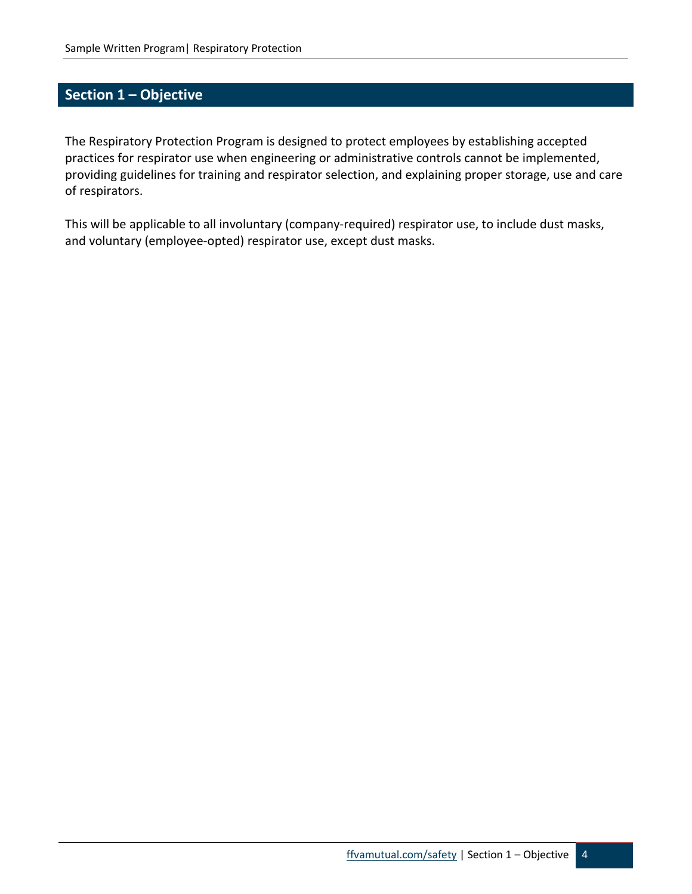## Section 1 – Objective

The Respiratory Protection Program is designed to protect employees by establishing accepted practices for respirator use when engineering or administrative controls cannot be implemented, providing guidelines for training and respirator selection, and explaining proper storage, use and care of respirators.

This will be applicable to all involuntary (company-required) respirator use, to include dust masks, and voluntary (employee-opted) respirator use, except dust masks.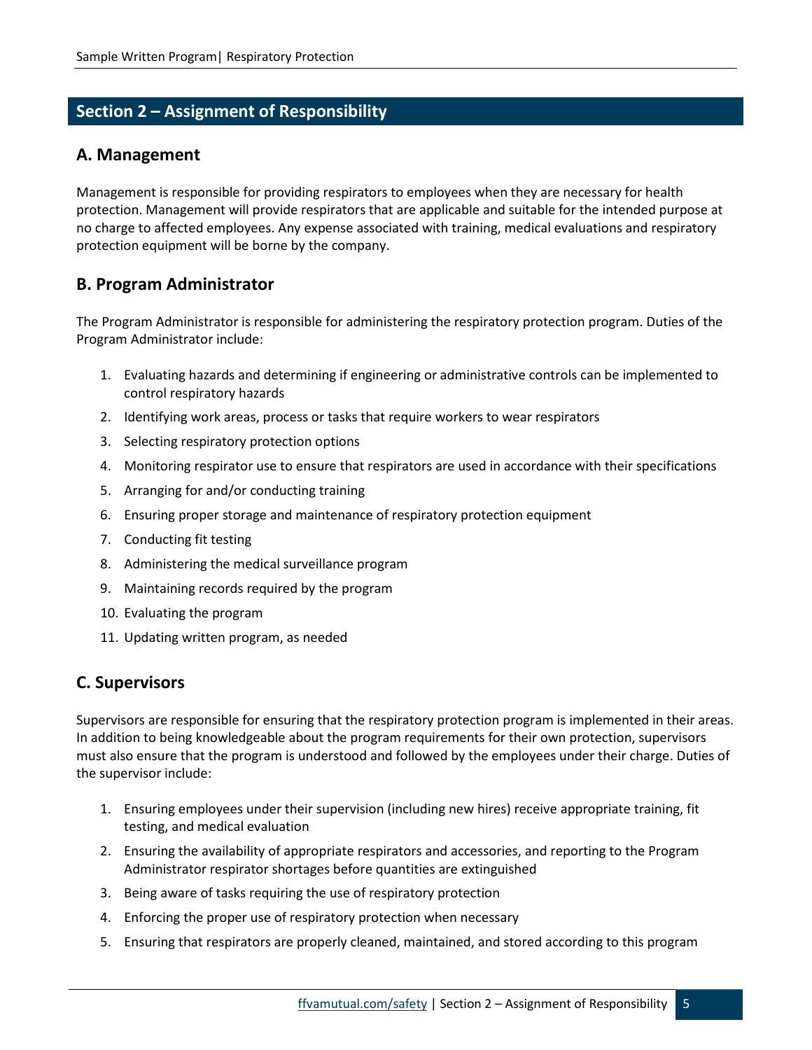## Section 2 – Assignment of Responsibility

### A. Management

Management is responsible for providing respirators to employees when they are necessary for health protection. Management will provide respirators that are applicable and suitable for the intended purpose at no charge to affected employees. Any expense associated with training, medical evaluations and respiratory protection equipment will be borne by the company.

### B. Program Administrator

The Program Administrator is responsible for administering the respiratory protection program. Duties of the Program Administrator include:

1. Evaluating hazards and determining if engineering or administrative controls can be implemented to control respiratory hazards
2. Identifying work areas, process or tasks that require workers to wear respirators
3. Selecting respiratory protection options
4. Monitoring respirator use to ensure that respirators are used in accordance with their specifications
5. Arranging for and/or conducting training
6. Ensuring proper storage and maintenance of respiratory protection equipment
7. Conducting fit testing
8. Administering the medical surveillance program
9. Maintaining records required by the program
10. Evaluating the program
11. Updating written program, as needed

### C. Supervisors

Supervisors are responsible for ensuring that the respiratory protection program is implemented in their areas. In addition to being knowledgeable about the program requirements for their own protection, supervisors must also ensure that the program is understood and followed by the employees under their charge. Duties of the supervisor include:

1. Ensuring employees under their supervision (including new hires) receive appropriate training, fit testing, and medical evaluation
2. Ensuring the availability of appropriate respirators and accessories, and reporting to the Program Administrator respirator shortages before quantities are extinguished
3. Being aware of tasks requiring the use of respiratory protection
4. Enforcing the proper use of respiratory protection when necessary
5. Ensuring that respirators are properly cleaned, maintained, and stored according to this program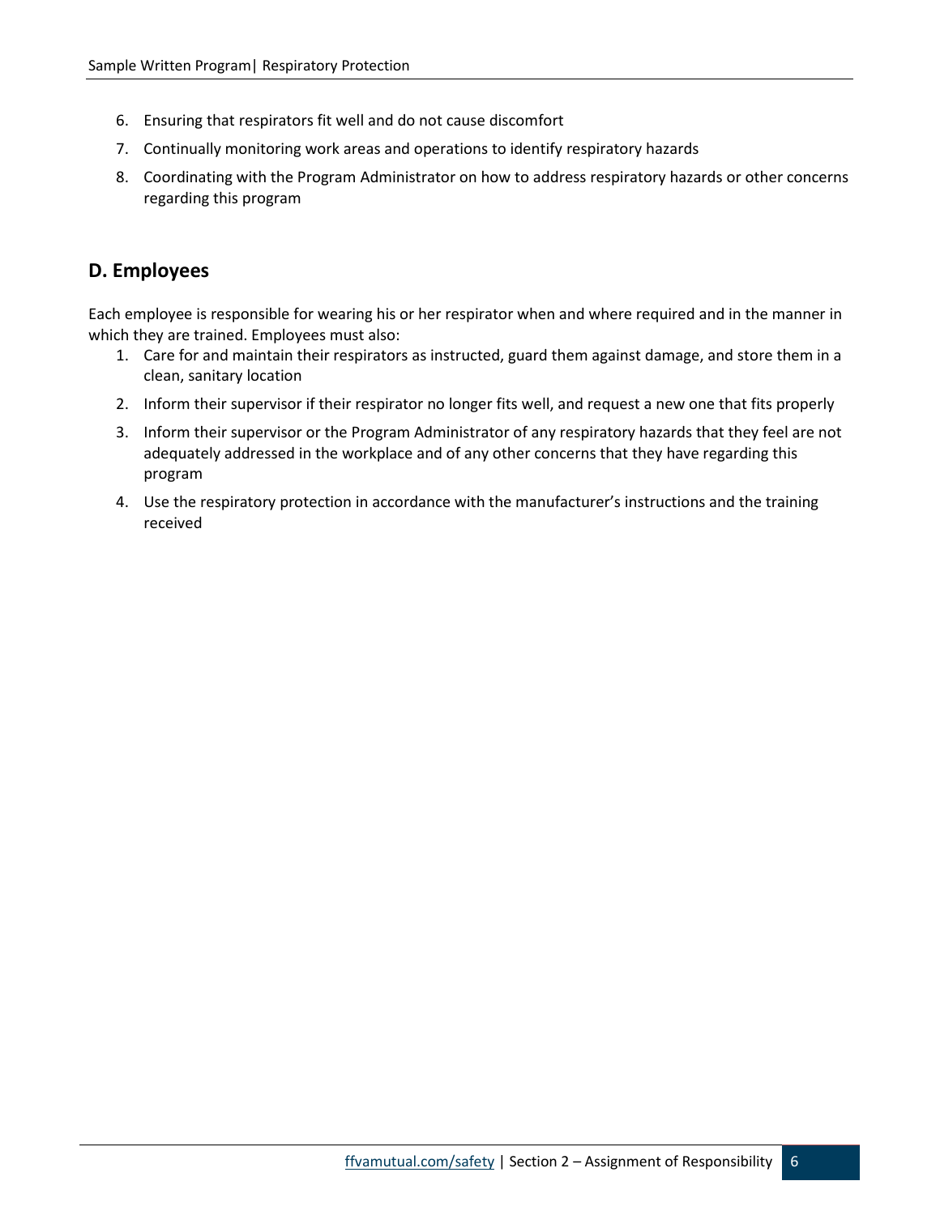6. Ensuring that respirators fit well and do not cause discomfort
7. Continually monitoring work areas and operations to identify respiratory hazards
8. Coordinating with the Program Administrator on how to address respiratory hazards or other concerns regarding this program

## D. Employees

Each employee is responsible for wearing his or her respirator when and where required and in the manner in which they are trained. Employees must also:

1. Care for and maintain their respirators as instructed, guard them against damage, and store them in a clean, sanitary location
2. Inform their supervisor if their respirator no longer fits well, and request a new one that fits properly
3. Inform their supervisor or the Program Administrator of any respiratory hazards that they feel are not adequately addressed in the workplace and of any other concerns that they have regarding this program
4. Use the respiratory protection in accordance with the manufacturer's instructions and the training received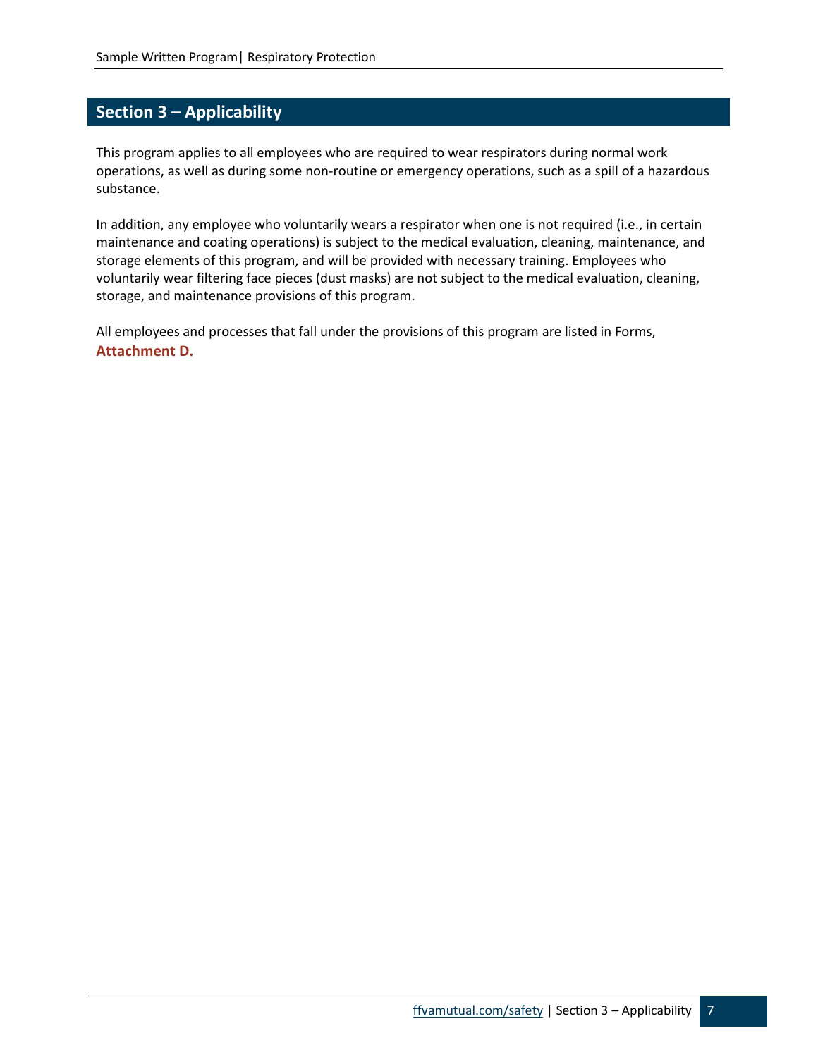## Section 3 – Applicability

This program applies to all employees who are required to wear respirators during normal work operations, as well as during some non-routine or emergency operations, such as a spill of a hazardous substance.

In addition, any employee who voluntarily wears a respirator when one is not required (i.e., in certain maintenance and coating operations) is subject to the medical evaluation, cleaning, maintenance, and storage elements of this program, and will be provided with necessary training. Employees who voluntarily wear filtering face pieces (dust masks) are not subject to the medical evaluation, cleaning, storage, and maintenance provisions of this program.

All employees and processes that fall under the provisions of this program are listed in Forms, **Attachment D.**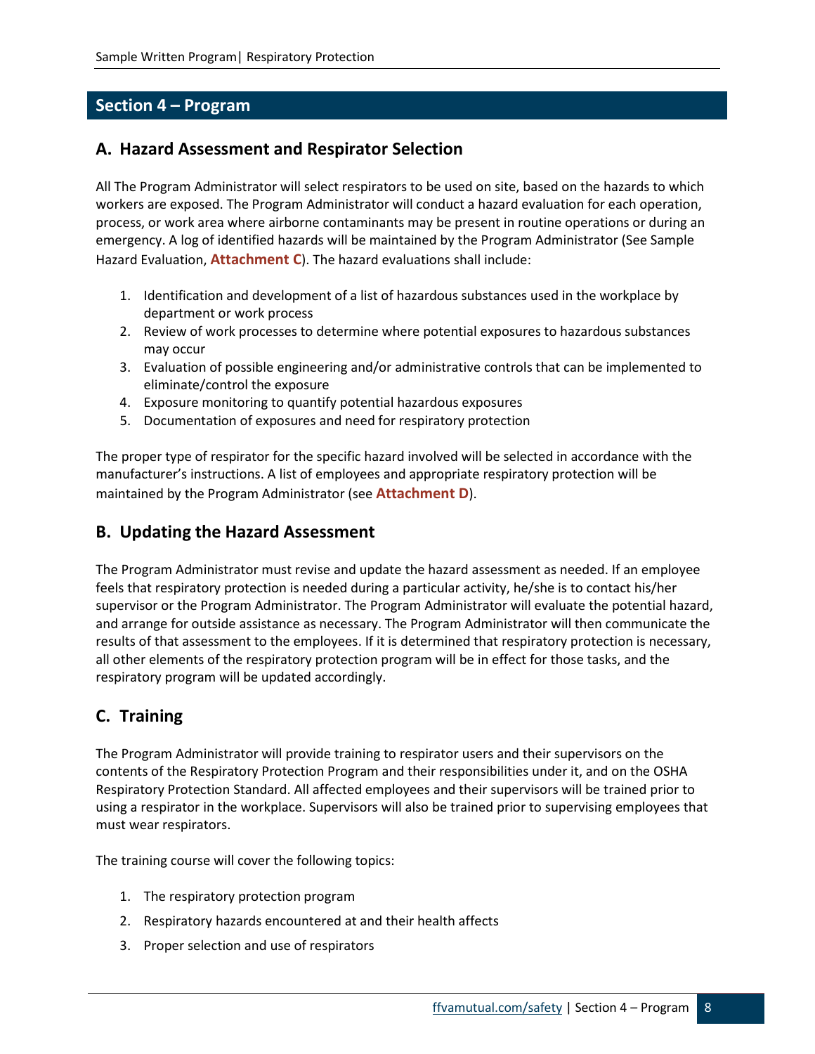## Section 4 – Program

### A. Hazard Assessment and Respirator Selection

All The Program Administrator will select respirators to be used on site, based on the hazards to which workers are exposed. The Program Administrator will conduct a hazard evaluation for each operation, process, or work area where airborne contaminants may be present in routine operations or during an emergency. A log of identified hazards will be maintained by the Program Administrator (See Sample Hazard Evaluation, **Attachment C**). The hazard evaluations shall include:

1. Identification and development of a list of hazardous substances used in the workplace by department or work process
2. Review of work processes to determine where potential exposures to hazardous substances may occur
3. Evaluation of possible engineering and/or administrative controls that can be implemented to eliminate/control the exposure
4. Exposure monitoring to quantify potential hazardous exposures
5. Documentation of exposures and need for respiratory protection

The proper type of respirator for the specific hazard involved will be selected in accordance with the manufacturer's instructions. A list of employees and appropriate respiratory protection will be maintained by the Program Administrator (see **Attachment D**).

### B. Updating the Hazard Assessment

The Program Administrator must revise and update the hazard assessment as needed. If an employee feels that respiratory protection is needed during a particular activity, he/she is to contact his/her supervisor or the Program Administrator. The Program Administrator will evaluate the potential hazard, and arrange for outside assistance as necessary. The Program Administrator will then communicate the results of that assessment to the employees. If it is determined that respiratory protection is necessary, all other elements of the respiratory protection program will be in effect for those tasks, and the respiratory program will be updated accordingly.

### C. Training

The Program Administrator will provide training to respirator users and their supervisors on the contents of the Respiratory Protection Program and their responsibilities under it, and on the OSHA Respiratory Protection Standard. All affected employees and their supervisors will be trained prior to using a respirator in the workplace. Supervisors will also be trained prior to supervising employees that must wear respirators.

The training course will cover the following topics:

1. The respiratory protection program
2. Respiratory hazards encountered at and their health affects
3. Proper selection and use of respirators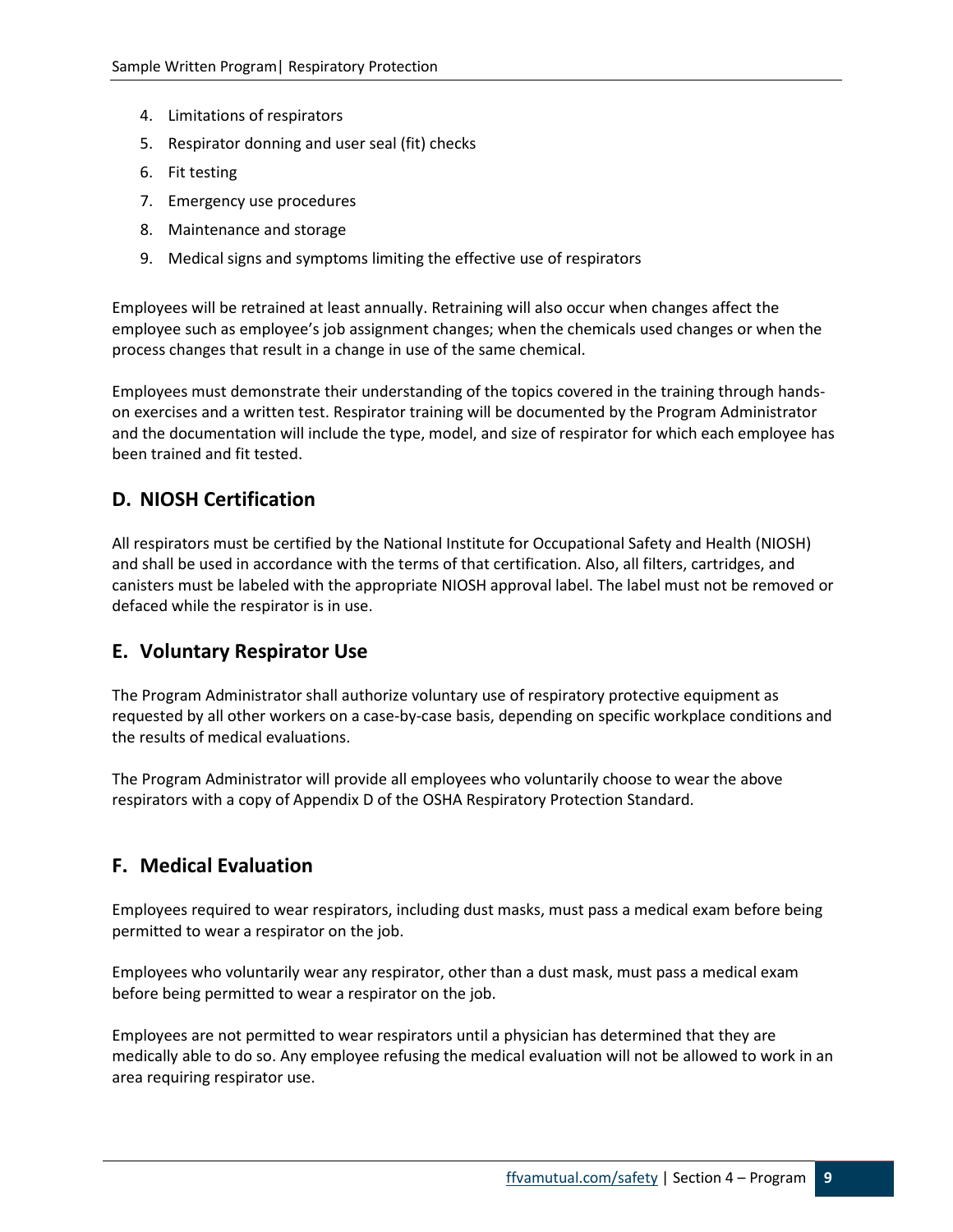4. Limitations of respirators
5. Respirator donning and user seal (fit) checks
6. Fit testing
7. Emergency use procedures
8. Maintenance and storage
9. Medical signs and symptoms limiting the effective use of respirators

Employees will be retrained at least annually. Retraining will also occur when changes affect the employee such as employee's job assignment changes; when the chemicals used changes or when the process changes that result in a change in use of the same chemical.

Employees must demonstrate their understanding of the topics covered in the training through hands-on exercises and a written test. Respirator training will be documented by the Program Administrator and the documentation will include the type, model, and size of respirator for which each employee has been trained and fit tested.

## D. NIOSH Certification

All respirators must be certified by the National Institute for Occupational Safety and Health (NIOSH) and shall be used in accordance with the terms of that certification. Also, all filters, cartridges, and canisters must be labeled with the appropriate NIOSH approval label. The label must not be removed or defaced while the respirator is in use.

## E. Voluntary Respirator Use

The Program Administrator shall authorize voluntary use of respiratory protective equipment as requested by all other workers on a case-by-case basis, depending on specific workplace conditions and the results of medical evaluations.

The Program Administrator will provide all employees who voluntarily choose to wear the above respirators with a copy of Appendix D of the OSHA Respiratory Protection Standard.

## F. Medical Evaluation

Employees required to wear respirators, including dust masks, must pass a medical exam before being permitted to wear a respirator on the job.

Employees who voluntarily wear any respirator, other than a dust mask, must pass a medical exam before being permitted to wear a respirator on the job.

Employees are not permitted to wear respirators until a physician has determined that they are medically able to do so. Any employee refusing the medical evaluation will not be allowed to work in an area requiring respirator use.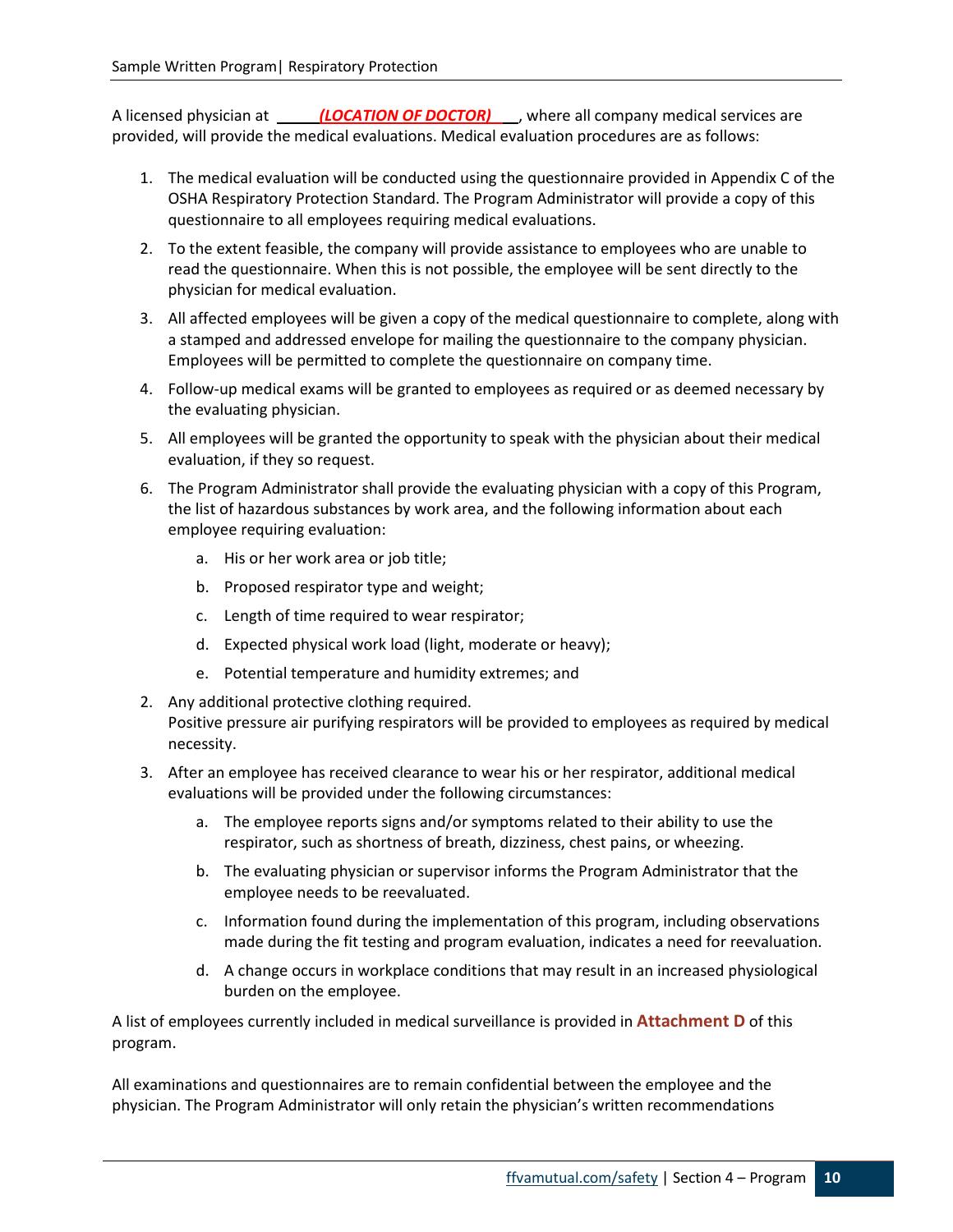A licensed physician at ***(LOCATION OF DOCTOR)***, where all company medical services are provided, will provide the medical evaluations. Medical evaluation procedures are as follows:

1. The medical evaluation will be conducted using the questionnaire provided in Appendix C of the OSHA Respiratory Protection Standard. The Program Administrator will provide a copy of this questionnaire to all employees requiring medical evaluations.
2. To the extent feasible, the company will provide assistance to employees who are unable to read the questionnaire. When this is not possible, the employee will be sent directly to the physician for medical evaluation.
3. All affected employees will be given a copy of the medical questionnaire to complete, along with a stamped and addressed envelope for mailing the questionnaire to the company physician. Employees will be permitted to complete the questionnaire on company time.
4. Follow-up medical exams will be granted to employees as required or as deemed necessary by the evaluating physician.
5. All employees will be granted the opportunity to speak with the physician about their medical evaluation, if they so request.
6. The Program Administrator shall provide the evaluating physician with a copy of this Program, the list of hazardous substances by work area, and the following information about each employee requiring evaluation:
   a. His or her work area or job title;
   b. Proposed respirator type and weight;
   c. Length of time required to wear respirator;
   d. Expected physical work load (light, moderate or heavy);
   e. Potential temperature and humidity extremes; and

2. Any additional protective clothing required.
   Positive pressure air purifying respirators will be provided to employees as required by medical necessity.
3. After an employee has received clearance to wear his or her respirator, additional medical evaluations will be provided under the following circumstances:
   a. The employee reports signs and/or symptoms related to their ability to use the respirator, such as shortness of breath, dizziness, chest pains, or wheezing.
   b. The evaluating physician or supervisor informs the Program Administrator that the employee needs to be reevaluated.
   c. Information found during the implementation of this program, including observations made during the fit testing and program evaluation, indicates a need for reevaluation.
   d. A change occurs in workplace conditions that may result in an increased physiological burden on the employee.

A list of employees currently included in medical surveillance is provided in **Attachment D** of this program.

All examinations and questionnaires are to remain confidential between the employee and the physician. The Program Administrator will only retain the physician's written recommendations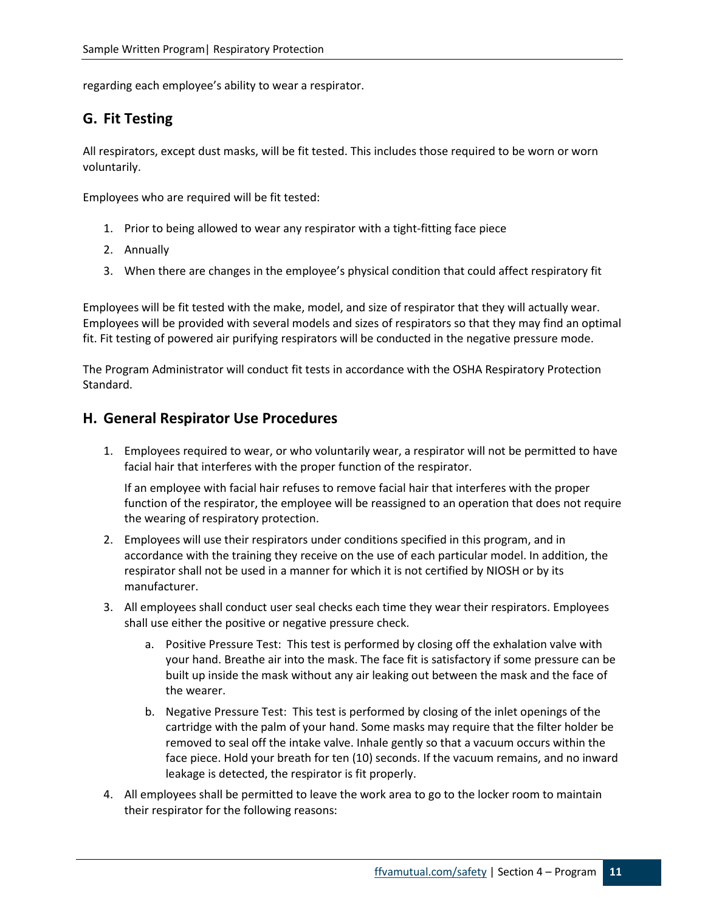regarding each employee's ability to wear a respirator.

## G. Fit Testing

All respirators, except dust masks, will be fit tested. This includes those required to be worn or worn voluntarily.

Employees who are required will be fit tested:

1. Prior to being allowed to wear any respirator with a tight-fitting face piece
2. Annually
3. When there are changes in the employee's physical condition that could affect respiratory fit

Employees will be fit tested with the make, model, and size of respirator that they will actually wear. Employees will be provided with several models and sizes of respirators so that they may find an optimal fit. Fit testing of powered air purifying respirators will be conducted in the negative pressure mode.

The Program Administrator will conduct fit tests in accordance with the OSHA Respiratory Protection Standard.

## H. General Respirator Use Procedures

1. Employees required to wear, or who voluntarily wear, a respirator will not be permitted to have facial hair that interferes with the proper function of the respirator.

   If an employee with facial hair refuses to remove facial hair that interferes with the proper function of the respirator, the employee will be reassigned to an operation that does not require the wearing of respiratory protection.

2. Employees will use their respirators under conditions specified in this program, and in accordance with the training they receive on the use of each particular model. In addition, the respirator shall not be used in a manner for which it is not certified by NIOSH or by its manufacturer.
3. All employees shall conduct user seal checks each time they wear their respirators. Employees shall use either the positive or negative pressure check.
   a. Positive Pressure Test: This test is performed by closing off the exhalation valve with your hand. Breathe air into the mask. The face fit is satisfactory if some pressure can be built up inside the mask without any air leaking out between the mask and the face of the wearer.
   b. Negative Pressure Test: This test is performed by closing of the inlet openings of the cartridge with the palm of your hand. Some masks may require that the filter holder be removed to seal off the intake valve. Inhale gently so that a vacuum occurs within the face piece. Hold your breath for ten (10) seconds. If the vacuum remains, and no inward leakage is detected, the respirator is fit properly.
4. All employees shall be permitted to leave the work area to go to the locker room to maintain their respirator for the following reasons: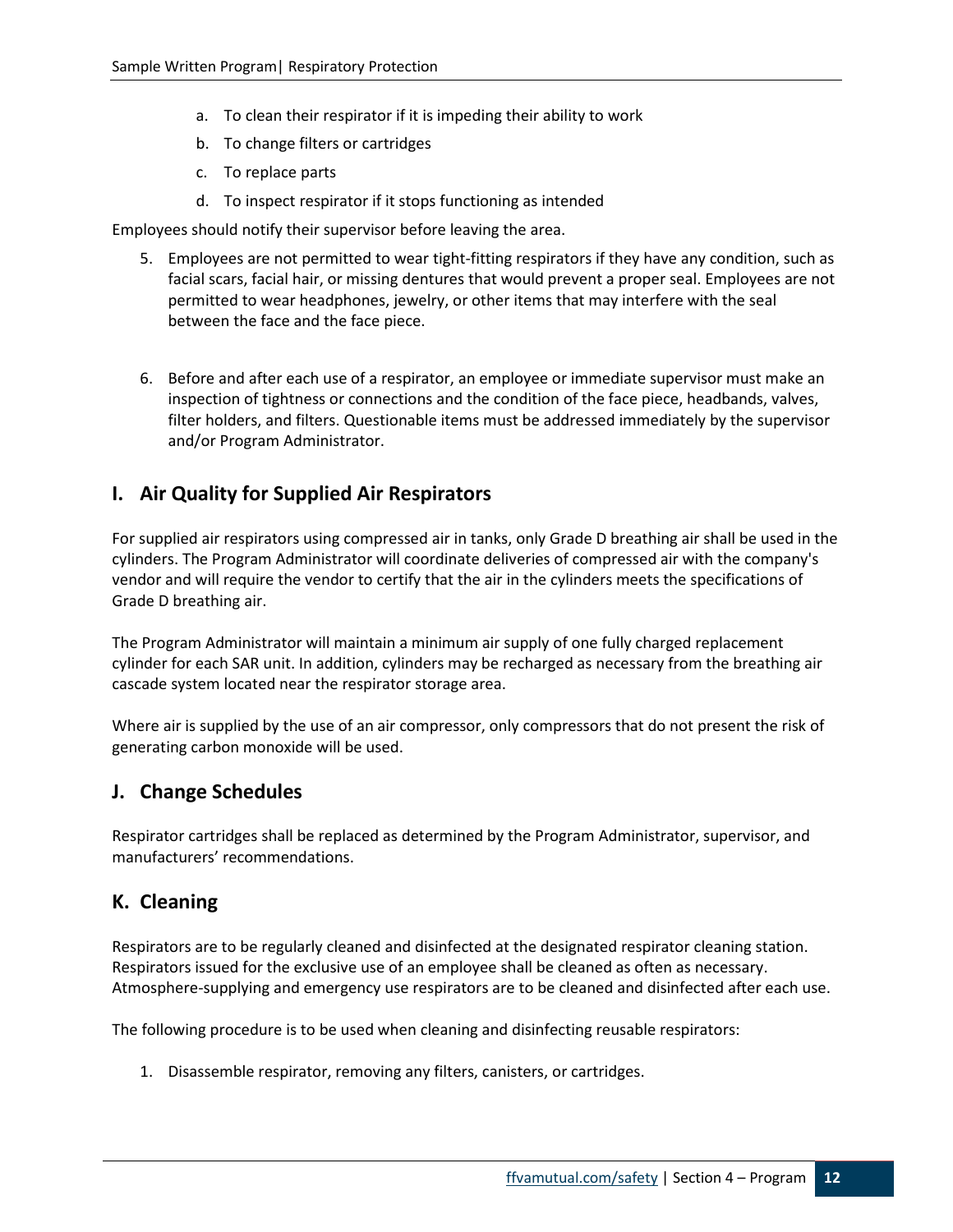a. To clean their respirator if it is impeding their ability to work

b. To change filters or cartridges

c. To replace parts

d. To inspect respirator if it stops functioning as intended

Employees should notify their supervisor before leaving the area.

5. Employees are not permitted to wear tight-fitting respirators if they have any condition, such as facial scars, facial hair, or missing dentures that would prevent a proper seal. Employees are not permitted to wear headphones, jewelry, or other items that may interfere with the seal between the face and the face piece.

6. Before and after each use of a respirator, an employee or immediate supervisor must make an inspection of tightness or connections and the condition of the face piece, headbands, valves, filter holders, and filters. Questionable items must be addressed immediately by the supervisor and/or Program Administrator.

## I. Air Quality for Supplied Air Respirators

For supplied air respirators using compressed air in tanks, only Grade D breathing air shall be used in the cylinders. The Program Administrator will coordinate deliveries of compressed air with the company's vendor and will require the vendor to certify that the air in the cylinders meets the specifications of Grade D breathing air.

The Program Administrator will maintain a minimum air supply of one fully charged replacement cylinder for each SAR unit. In addition, cylinders may be recharged as necessary from the breathing air cascade system located near the respirator storage area.

Where air is supplied by the use of an air compressor, only compressors that do not present the risk of generating carbon monoxide will be used.

## J. Change Schedules

Respirator cartridges shall be replaced as determined by the Program Administrator, supervisor, and manufacturers' recommendations.

## K. Cleaning

Respirators are to be regularly cleaned and disinfected at the designated respirator cleaning station. Respirators issued for the exclusive use of an employee shall be cleaned as often as necessary. Atmosphere-supplying and emergency use respirators are to be cleaned and disinfected after each use.

The following procedure is to be used when cleaning and disinfecting reusable respirators:

1. Disassemble respirator, removing any filters, canisters, or cartridges.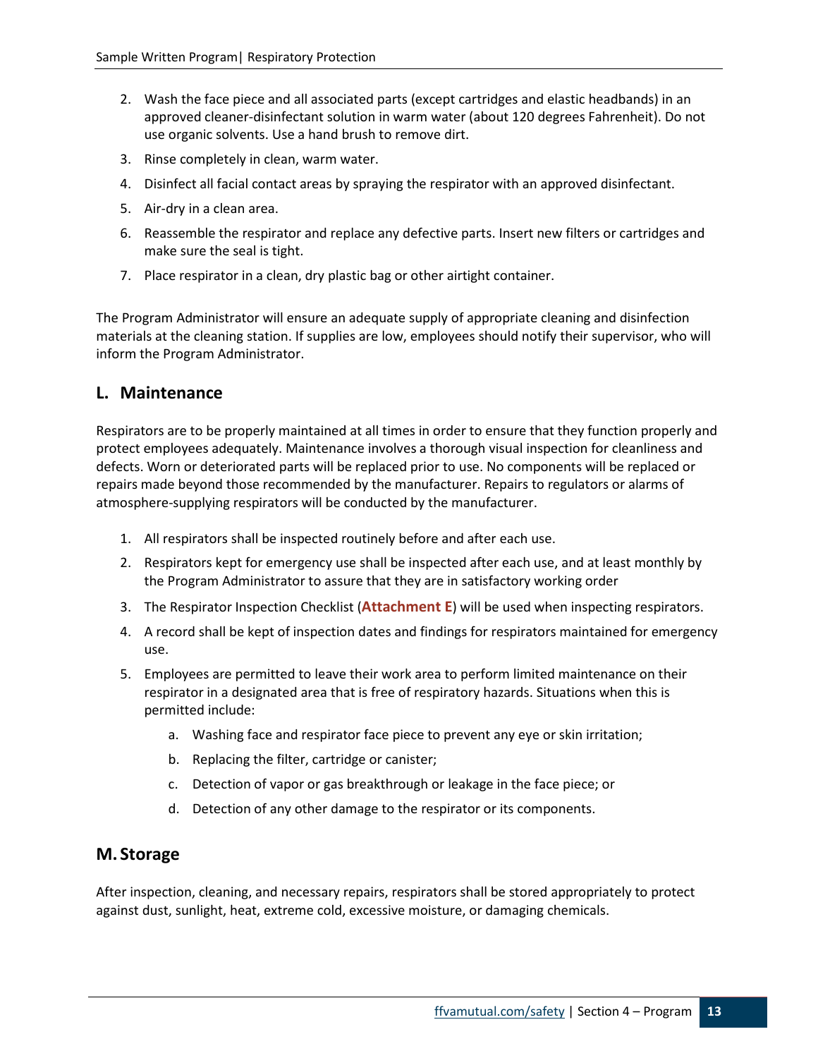2. Wash the face piece and all associated parts (except cartridges and elastic headbands) in an approved cleaner-disinfectant solution in warm water (about 120 degrees Fahrenheit). Do not use organic solvents. Use a hand brush to remove dirt.
3. Rinse completely in clean, warm water.
4. Disinfect all facial contact areas by spraying the respirator with an approved disinfectant.
5. Air-dry in a clean area.
6. Reassemble the respirator and replace any defective parts. Insert new filters or cartridges and make sure the seal is tight.
7. Place respirator in a clean, dry plastic bag or other airtight container.

The Program Administrator will ensure an adequate supply of appropriate cleaning and disinfection materials at the cleaning station. If supplies are low, employees should notify their supervisor, who will inform the Program Administrator.

## L. Maintenance

Respirators are to be properly maintained at all times in order to ensure that they function properly and protect employees adequately. Maintenance involves a thorough visual inspection for cleanliness and defects. Worn or deteriorated parts will be replaced prior to use. No components will be replaced or repairs made beyond those recommended by the manufacturer. Repairs to regulators or alarms of atmosphere-supplying respirators will be conducted by the manufacturer.

1. All respirators shall be inspected routinely before and after each use.
2. Respirators kept for emergency use shall be inspected after each use, and at least monthly by the Program Administrator to assure that they are in satisfactory working order
3. The Respirator Inspection Checklist (**Attachment E**) will be used when inspecting respirators.
4. A record shall be kept of inspection dates and findings for respirators maintained for emergency use.
5. Employees are permitted to leave their work area to perform limited maintenance on their respirator in a designated area that is free of respiratory hazards. Situations when this is permitted include:
    a. Washing face and respirator face piece to prevent any eye or skin irritation;
    b. Replacing the filter, cartridge or canister;
    c. Detection of vapor or gas breakthrough or leakage in the face piece; or
    d. Detection of any other damage to the respirator or its components.

## M. Storage

After inspection, cleaning, and necessary repairs, respirators shall be stored appropriately to protect against dust, sunlight, heat, extreme cold, excessive moisture, or damaging chemicals.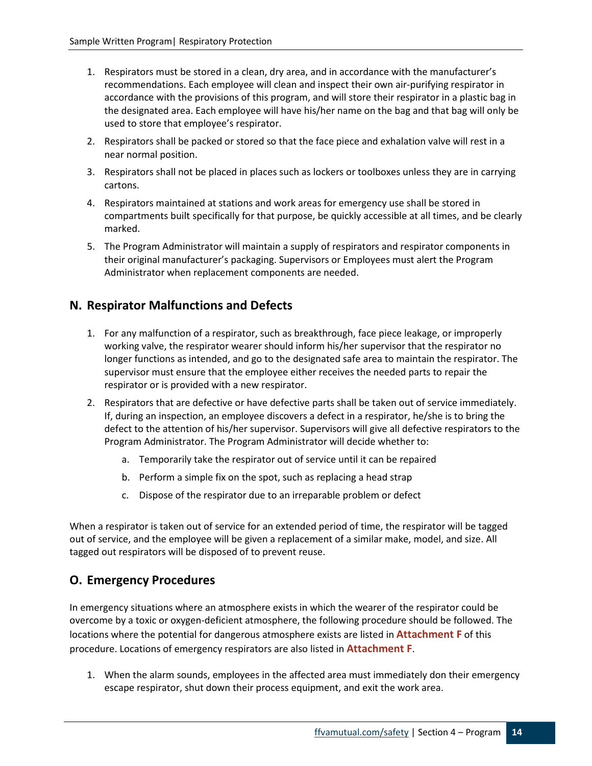1. Respirators must be stored in a clean, dry area, and in accordance with the manufacturer's recommendations. Each employee will clean and inspect their own air-purifying respirator in accordance with the provisions of this program, and will store their respirator in a plastic bag in the designated area. Each employee will have his/her name on the bag and that bag will only be used to store that employee's respirator.
2. Respirators shall be packed or stored so that the face piece and exhalation valve will rest in a near normal position.
3. Respirators shall not be placed in places such as lockers or toolboxes unless they are in carrying cartons.
4. Respirators maintained at stations and work areas for emergency use shall be stored in compartments built specifically for that purpose, be quickly accessible at all times, and be clearly marked.
5. The Program Administrator will maintain a supply of respirators and respirator components in their original manufacturer's packaging. Supervisors or Employees must alert the Program Administrator when replacement components are needed.

## N. Respirator Malfunctions and Defects

1. For any malfunction of a respirator, such as breakthrough, face piece leakage, or improperly working valve, the respirator wearer should inform his/her supervisor that the respirator no longer functions as intended, and go to the designated safe area to maintain the respirator. The supervisor must ensure that the employee either receives the needed parts to repair the respirator or is provided with a new respirator.
2. Respirators that are defective or have defective parts shall be taken out of service immediately. If, during an inspection, an employee discovers a defect in a respirator, he/she is to bring the defect to the attention of his/her supervisor. Supervisors will give all defective respirators to the Program Administrator. The Program Administrator will decide whether to:
    a. Temporarily take the respirator out of service until it can be repaired
    b. Perform a simple fix on the spot, such as replacing a head strap
    c. Dispose of the respirator due to an irreparable problem or defect

When a respirator is taken out of service for an extended period of time, the respirator will be tagged out of service, and the employee will be given a replacement of a similar make, model, and size. All tagged out respirators will be disposed of to prevent reuse.

## O. Emergency Procedures

In emergency situations where an atmosphere exists in which the wearer of the respirator could be overcome by a toxic or oxygen-deficient atmosphere, the following procedure should be followed. The locations where the potential for dangerous atmosphere exists are listed in **Attachment F** of this procedure. Locations of emergency respirators are also listed in **Attachment F**.

1. When the alarm sounds, employees in the affected area must immediately don their emergency escape respirator, shut down their process equipment, and exit the work area.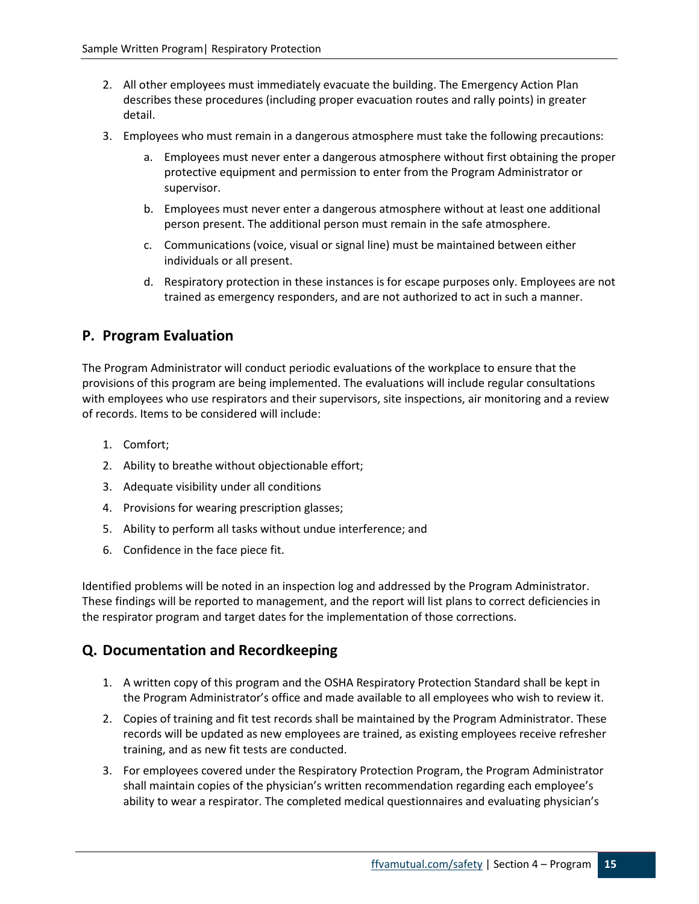2. All other employees must immediately evacuate the building. The Emergency Action Plan describes these procedures (including proper evacuation routes and rally points) in greater detail.
3. Employees who must remain in a dangerous atmosphere must take the following precautions:
    a. Employees must never enter a dangerous atmosphere without first obtaining the proper protective equipment and permission to enter from the Program Administrator or supervisor.
    b. Employees must never enter a dangerous atmosphere without at least one additional person present. The additional person must remain in the safe atmosphere.
    c. Communications (voice, visual or signal line) must be maintained between either individuals or all present.
    d. Respiratory protection in these instances is for escape purposes only. Employees are not trained as emergency responders, and are not authorized to act in such a manner.

## P. Program Evaluation

The Program Administrator will conduct periodic evaluations of the workplace to ensure that the provisions of this program are being implemented. The evaluations will include regular consultations with employees who use respirators and their supervisors, site inspections, air monitoring and a review of records. Items to be considered will include:

1. Comfort;
2. Ability to breathe without objectionable effort;
3. Adequate visibility under all conditions
4. Provisions for wearing prescription glasses;
5. Ability to perform all tasks without undue interference; and
6. Confidence in the face piece fit.

Identified problems will be noted in an inspection log and addressed by the Program Administrator. These findings will be reported to management, and the report will list plans to correct deficiencies in the respirator program and target dates for the implementation of those corrections.

## Q. Documentation and Recordkeeping

1. A written copy of this program and the OSHA Respiratory Protection Standard shall be kept in the Program Administrator's office and made available to all employees who wish to review it.
2. Copies of training and fit test records shall be maintained by the Program Administrator. These records will be updated as new employees are trained, as existing employees receive refresher training, and as new fit tests are conducted.
3. For employees covered under the Respiratory Protection Program, the Program Administrator shall maintain copies of the physician's written recommendation regarding each employee's ability to wear a respirator. The completed medical questionnaires and evaluating physician's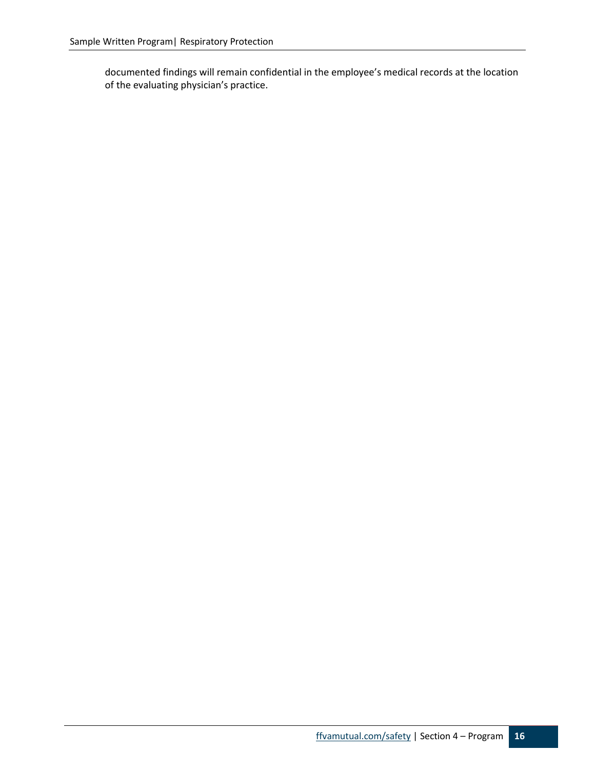documented findings will remain confidential in the employee's medical records at the location of the evaluating physician's practice.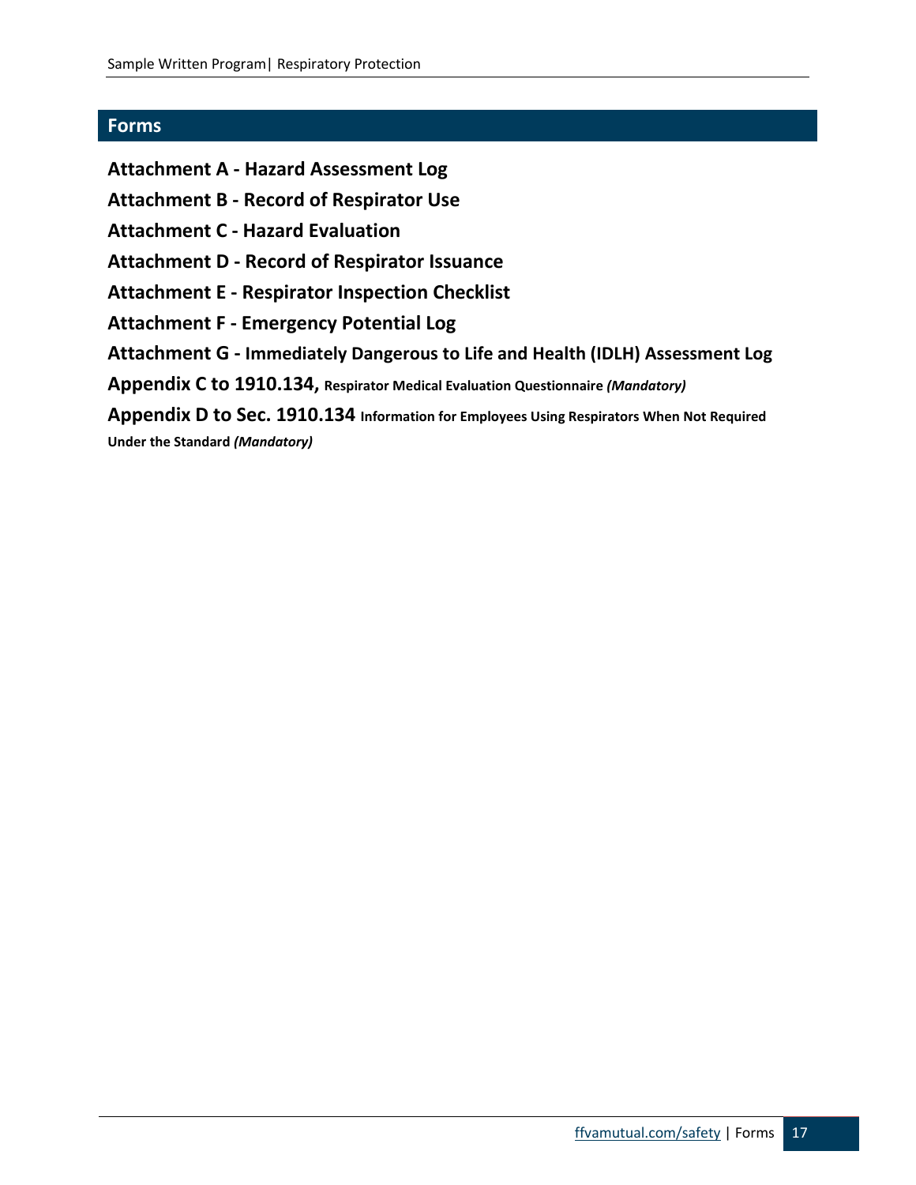## Forms

**Attachment A - Hazard Assessment Log**

**Attachment B - Record of Respirator Use**

**Attachment C - Hazard Evaluation**

**Attachment D - Record of Respirator Issuance**

**Attachment E - Respirator Inspection Checklist**

**Attachment F - Emergency Potential Log**

**Attachment G - Immediately Dangerous to Life and Health (IDLH) Assessment Log**

**Appendix C to 1910.134, Respirator Medical Evaluation Questionnaire *(Mandatory)***

**Appendix D to Sec. 1910.134 Information for Employees Using Respirators When Not Required Under the Standard *(Mandatory)***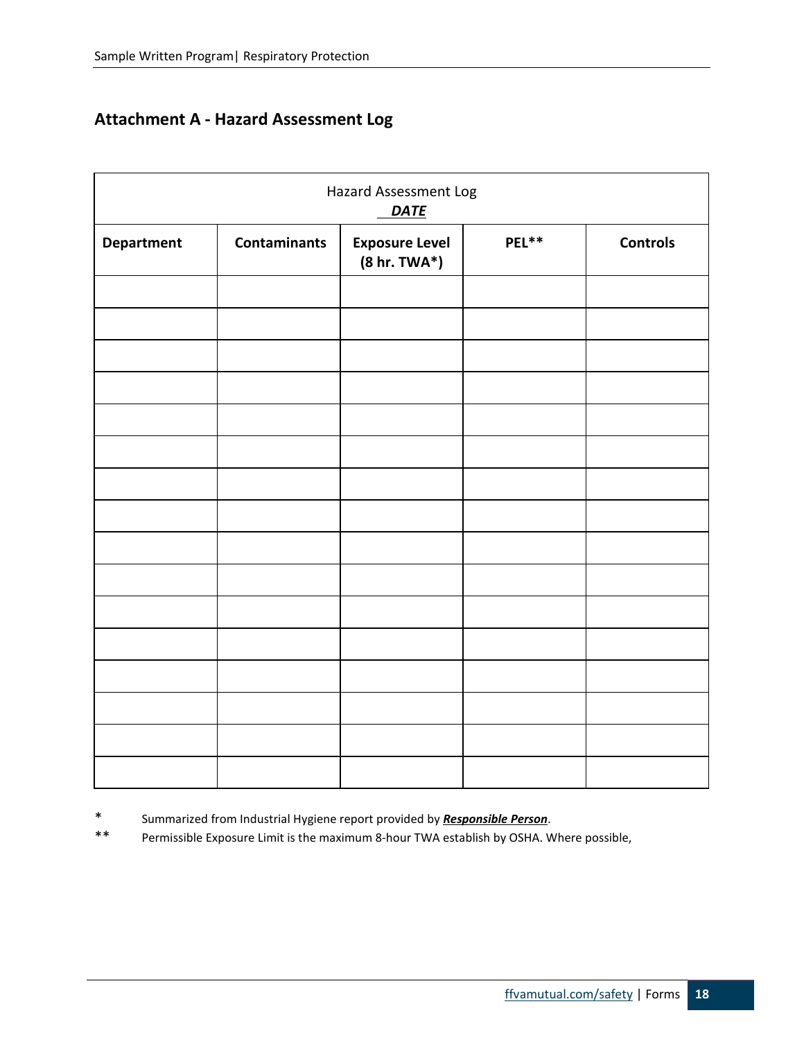## Attachment A - Hazard Assessment Log

| Hazard Assessment Log<br>***DATE*** | | | | |
|---|---|---|---|---|
| **Department** | **Contaminants** | **Exposure Level (8 hr. TWA*)** | **PEL**** | **Controls** |
| | | | | |
| | | | | |
| | | | | |
| | | | | |
| | | | | |
| | | | | |
| | | | | |
| | | | | |
| | | | | |
| | | | | |
| | | | | |
| | | | | |
| | | | | |
| | | | | |
| | | | | |
| | | | | |

\* Summarized from Industrial Hygiene report provided by ***Responsible Person***.

\** Permissible Exposure Limit is the maximum 8-hour TWA establish by OSHA. Where possible,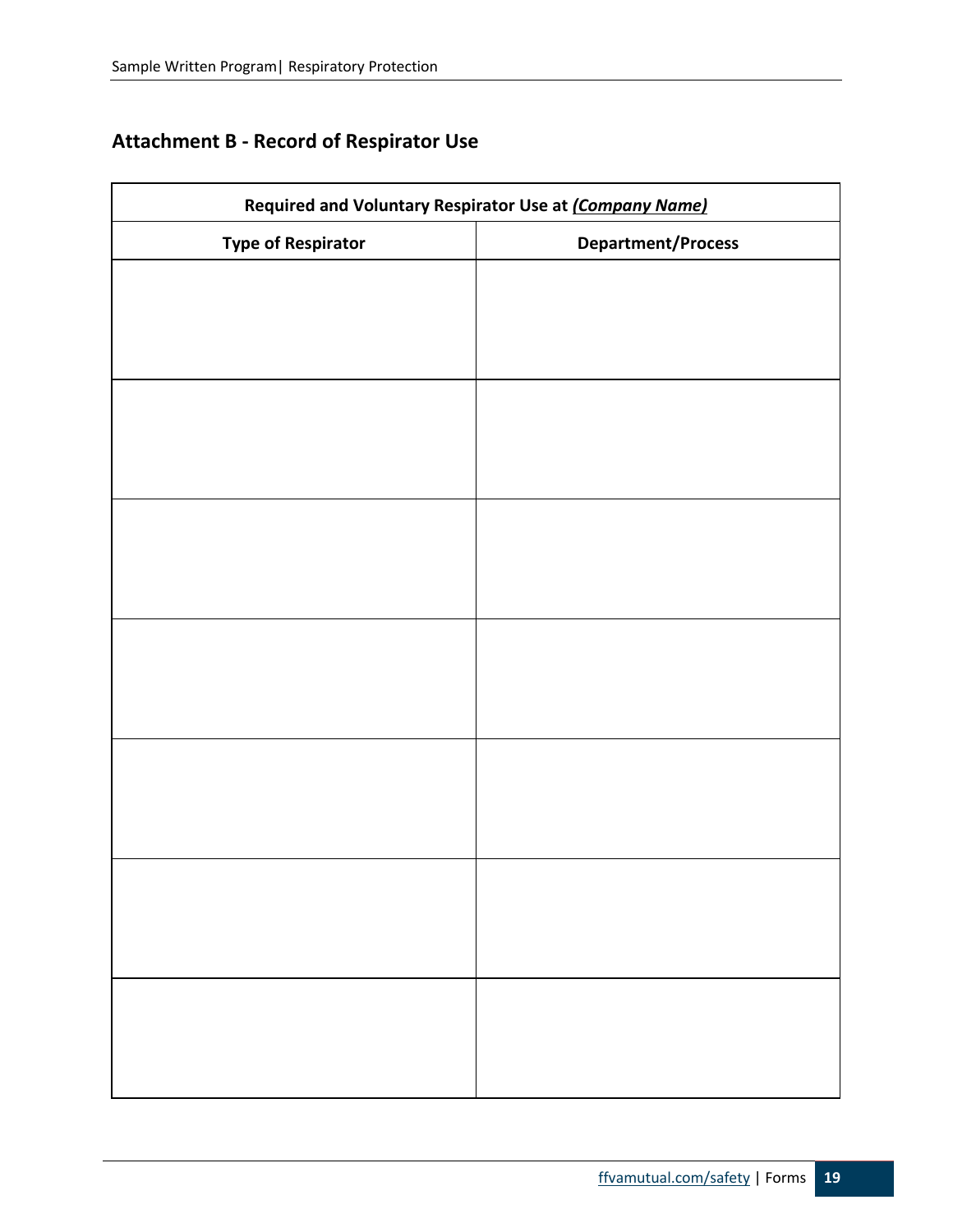## Attachment B - Record of Respirator Use

| Required and Voluntary Respirator Use at ***(Company Name)*** | |
|---|---|
| **Type of Respirator** | **Department/Process** |
| | |
| | |
| | |
| | |
| | |
| | |
| | |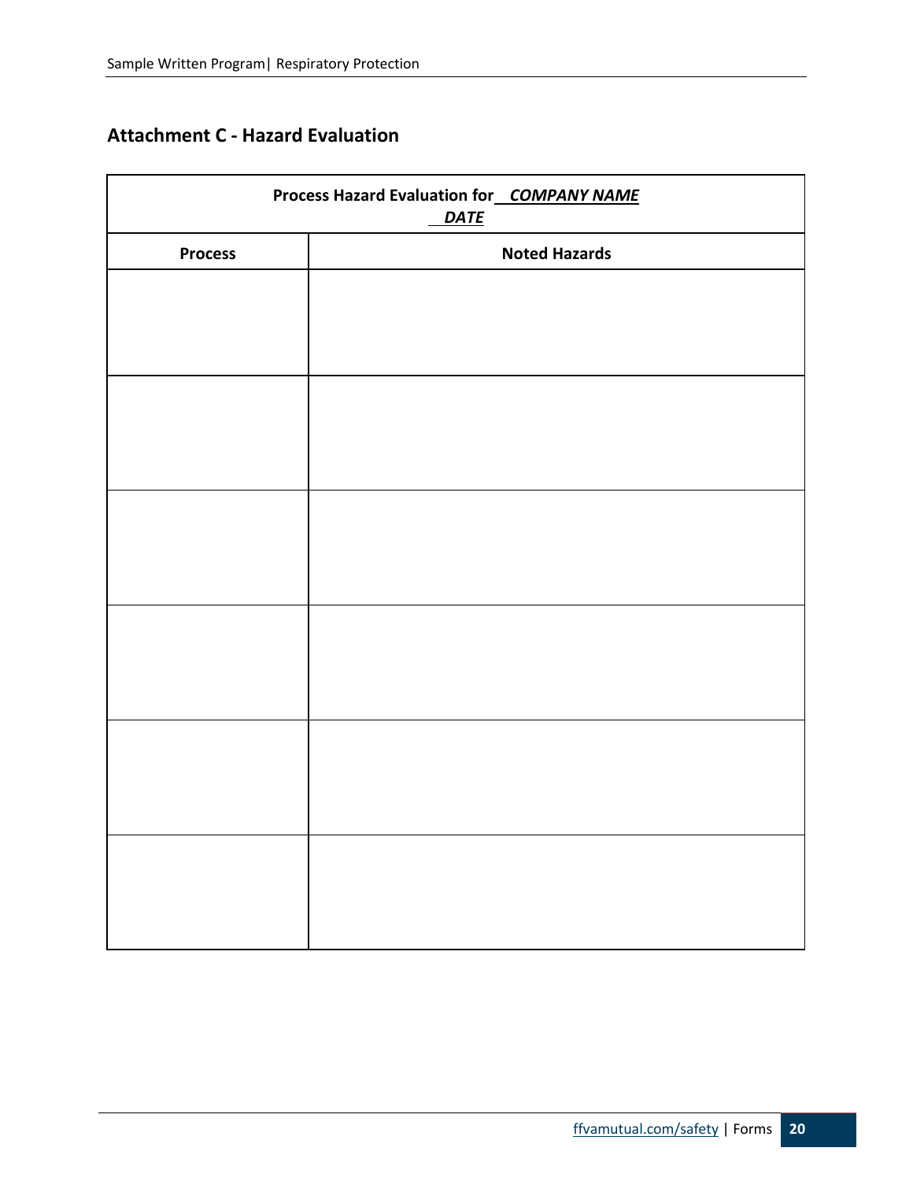## Attachment C - Hazard Evaluation

| Process Hazard Evaluation for ***COMPANY NAME*** ***DATE*** | |
|---|---|
| **Process** | **Noted Hazards** |
| | |
| | |
| | |
| | |
| | |
| | |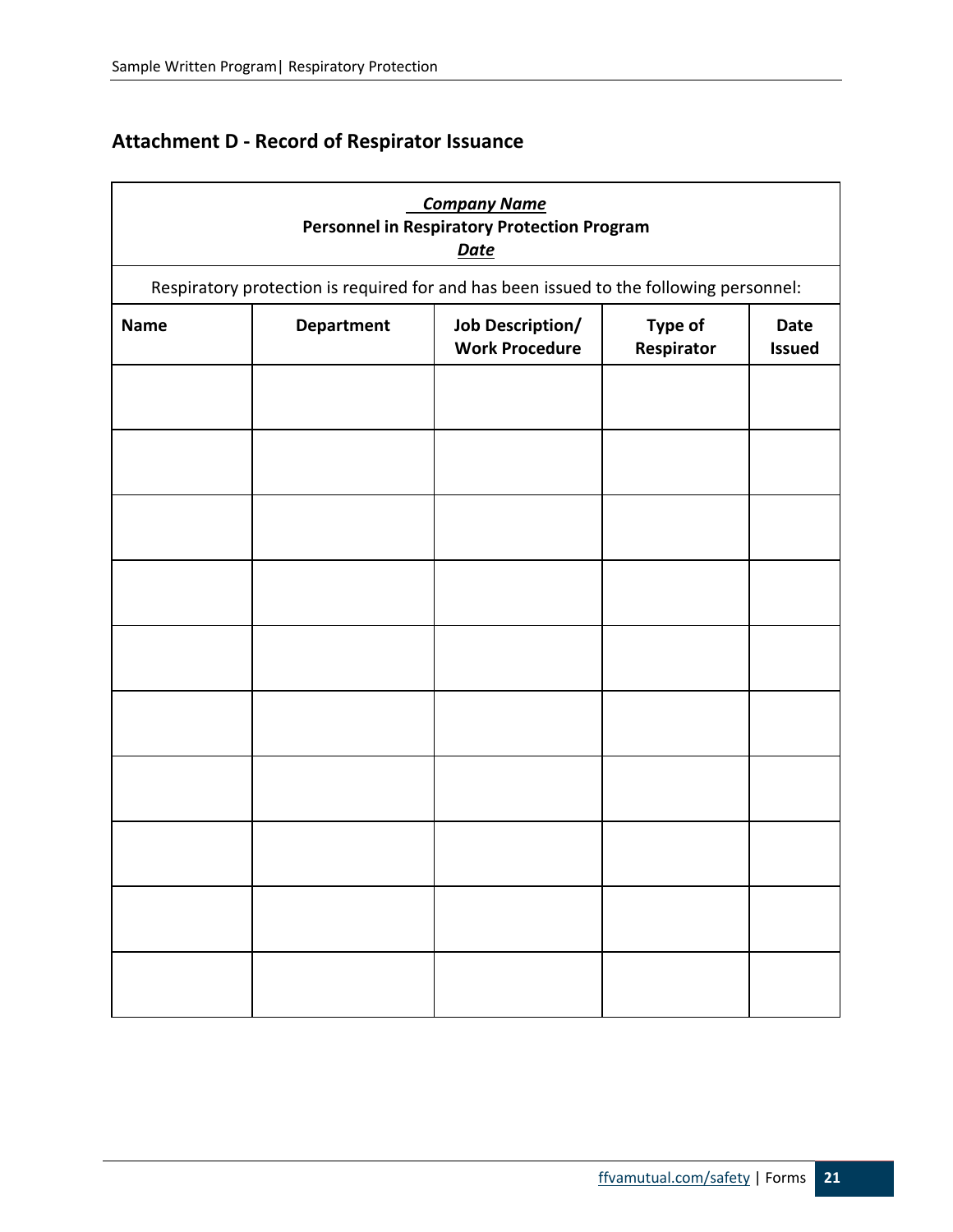## Attachment D - Record of Respirator Issuance

***Company Name***
**Personnel in Respiratory Protection Program**
***Date***

Respiratory protection is required for and has been issued to the following personnel:

| Name | Department | Job Description/ Work Procedure | Type of Respirator | Date Issued |
|---|---|---|---|---|
| | | | | |
| | | | | |
| | | | | |
| | | | | |
| | | | | |
| | | | | |
| | | | | |
| | | | | |
| | | | | |
| | | | | |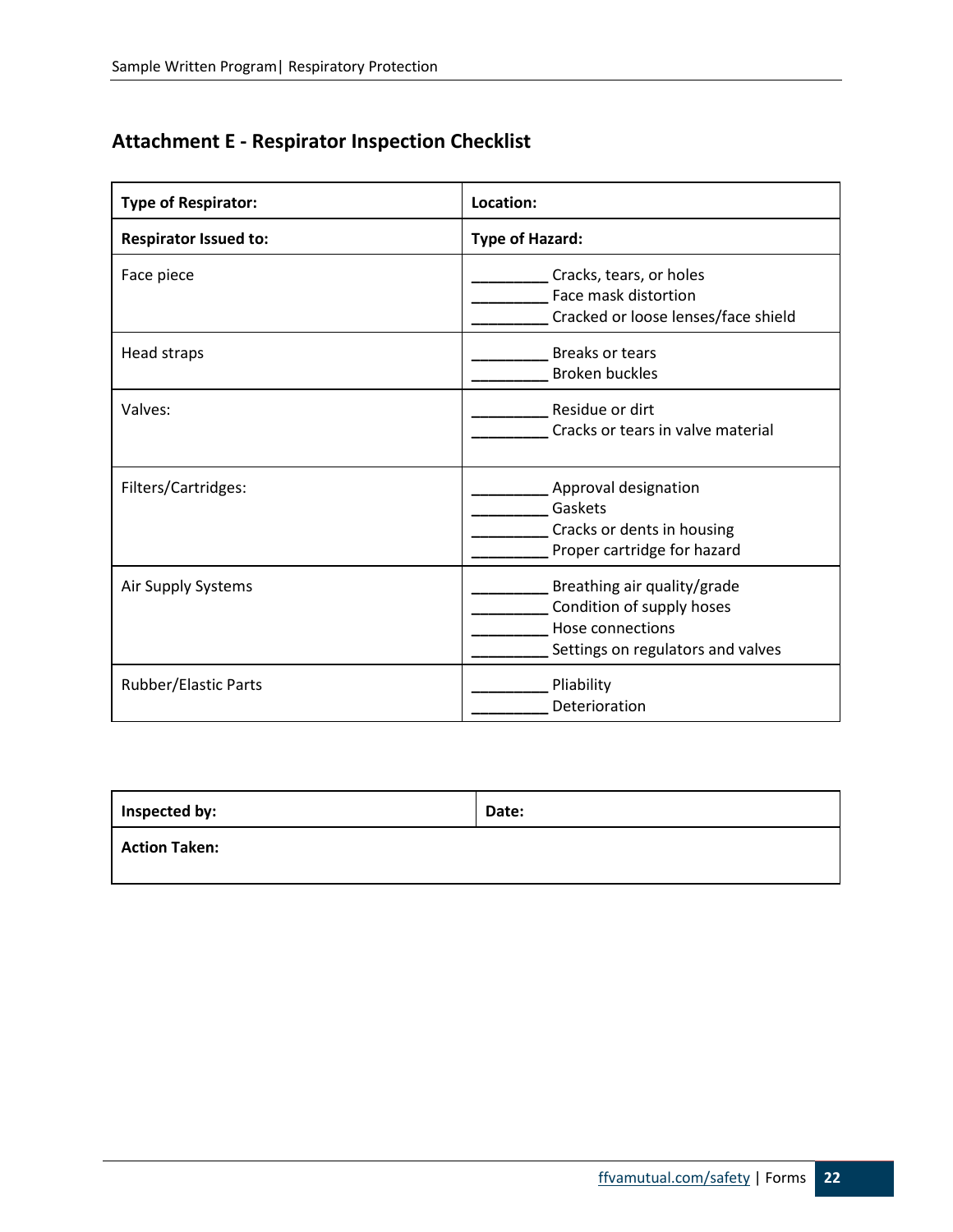## Attachment E - Respirator Inspection Checklist

| **Type of Respirator:** | **Location:** |
|---|---|
| **Respirator Issued to:** | **Type of Hazard:** |
| Face piece | _________ Cracks, tears, or holes<br>_________ Face mask distortion<br>_________ Cracked or loose lenses/face shield |
| Head straps | _________ Breaks or tears<br>_________ Broken buckles |
| Valves: | _________ Residue or dirt<br>_________ Cracks or tears in valve material |
| Filters/Cartridges: | _________ Approval designation<br>_________ Gaskets<br>_________ Cracks or dents in housing<br>_________ Proper cartridge for hazard |
| Air Supply Systems | _________ Breathing air quality/grade<br>_________ Condition of supply hoses<br>_________ Hose connections<br>_________ Settings on regulators and valves |
| Rubber/Elastic Parts | _________ Pliability<br>_________ Deterioration |

| **Inspected by:** | **Date:** |
|---|---|
| **Action Taken:** | |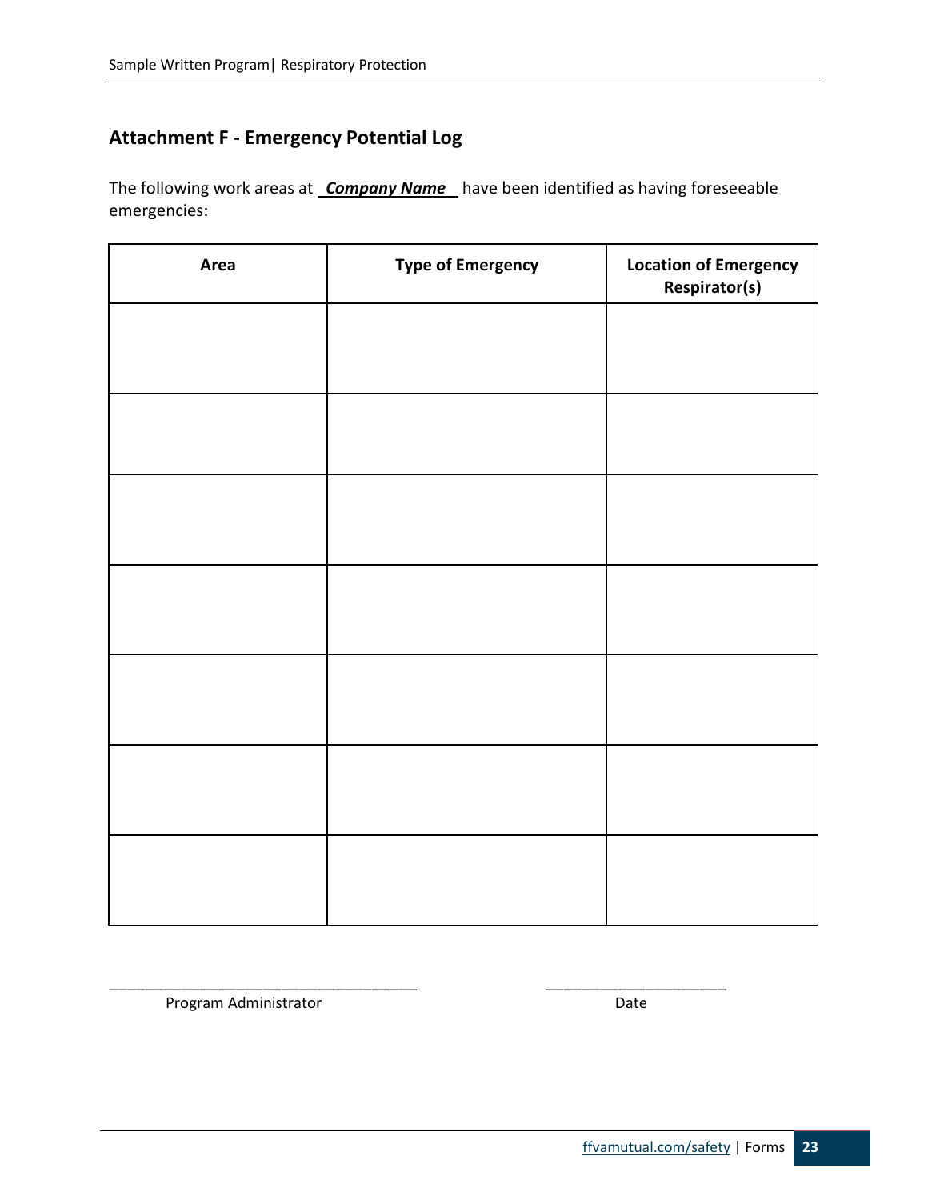## Attachment F - Emergency Potential Log

The following work areas at ***Company Name*** have been identified as having foreseeable emergencies:

| Area | Type of Emergency | Location of Emergency Respirator(s) |
|---|---|---|
| | | |
| | | |
| | | |
| | | |
| | | |
| | | |
| | | |

_______________________________________ Program Administrator

______________________ Date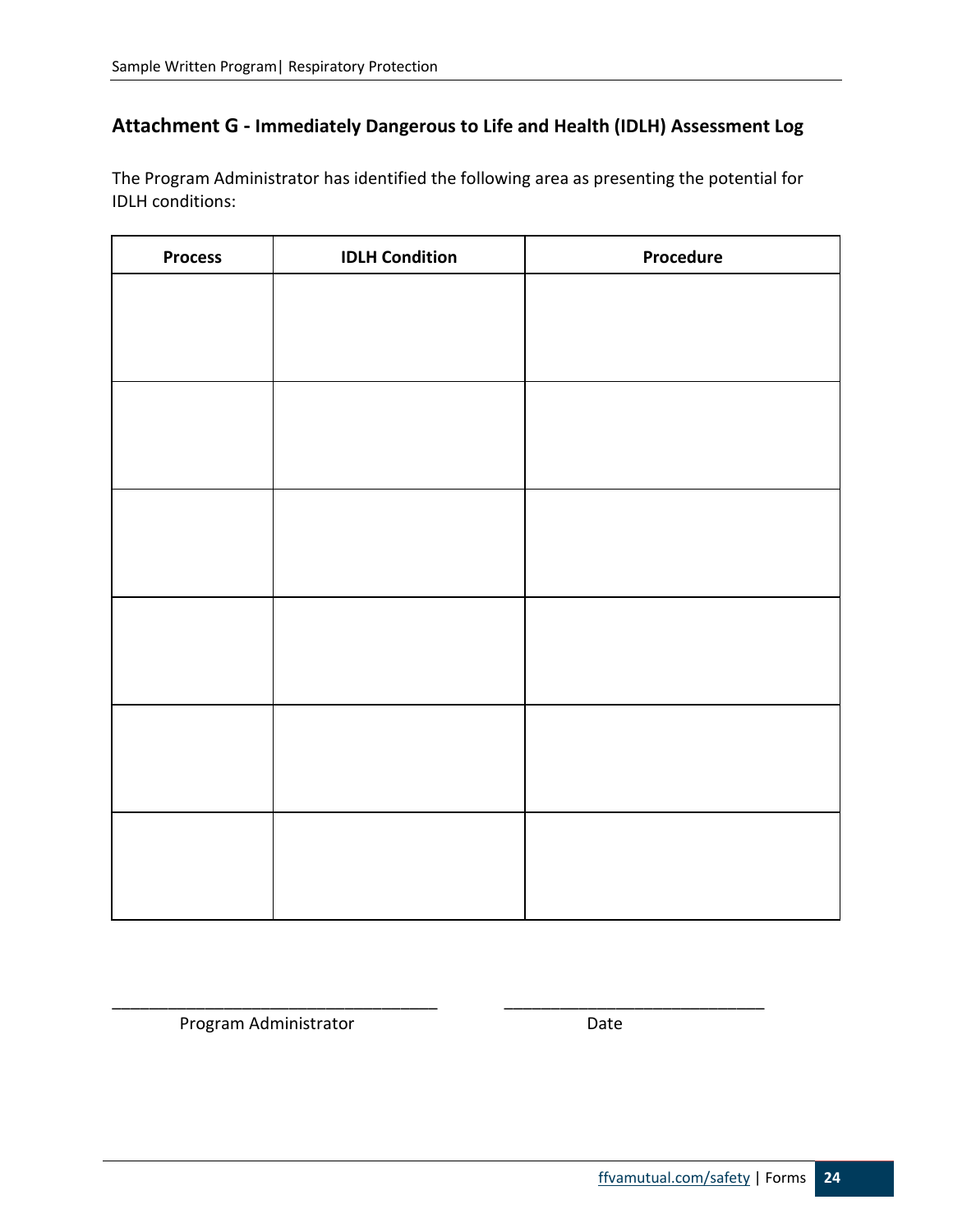## Attachment G - Immediately Dangerous to Life and Health (IDLH) Assessment Log

The Program Administrator has identified the following area as presenting the potential for IDLH conditions:

| Process | IDLH Condition | Procedure |
| --- | --- | --- |
| | | |
| | | |
| | | |
| | | |
| | | |
| | | |

_____________________________________ _____________________________

Program Administrator Date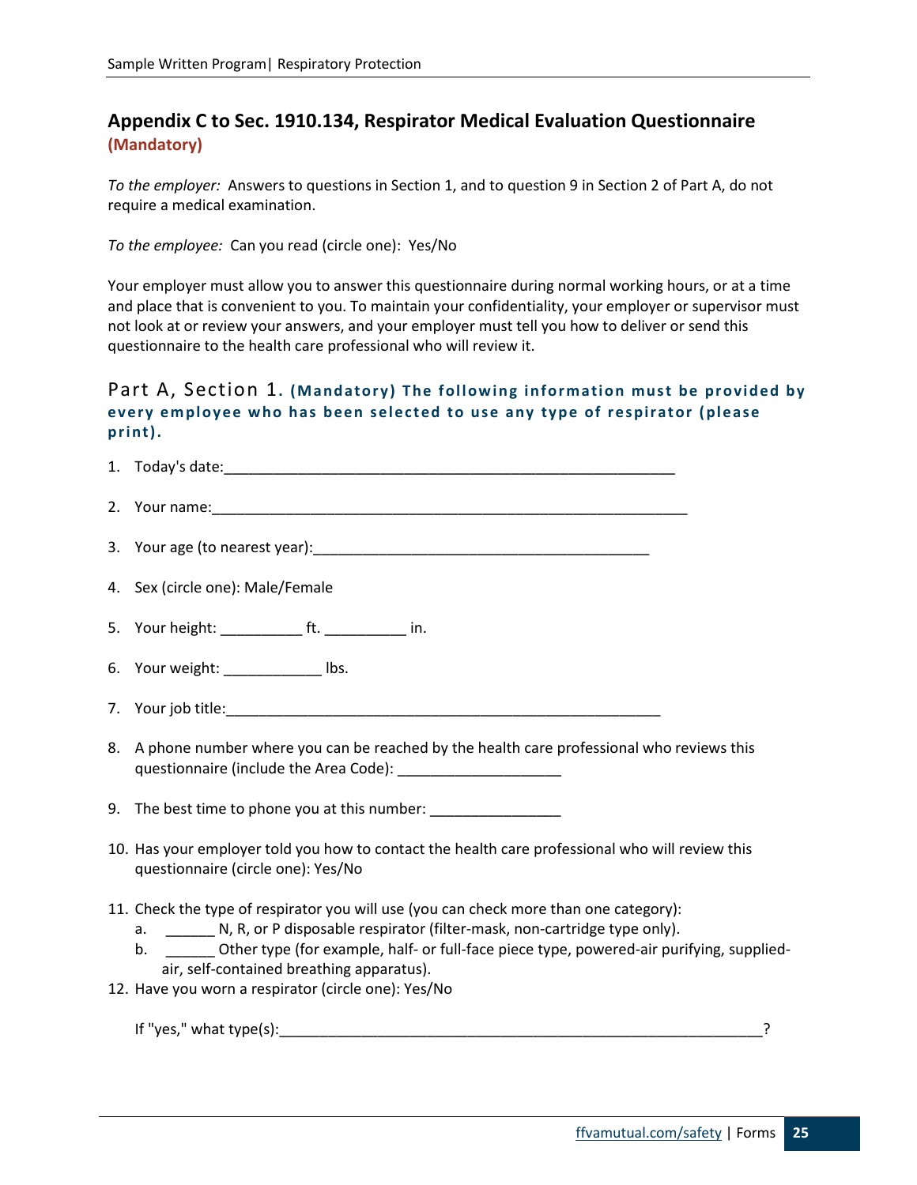## Appendix C to Sec. 1910.134, Respiratory Medical Evaluation Questionnaire

**(Mandatory)**

*To the employer:* Answers to questions in Section 1, and to question 9 in Section 2 of Part A, do not require a medical examination.

*To the employee:* Can you read (circle one): Yes/No

Your employer must allow you to answer this questionnaire during normal working hours, or at a time and place that is convenient to you. To maintain your confidentiality, your employer or supervisor must not look at or review your answers, and your employer must tell you how to deliver or send this questionnaire to the health care professional who will review it.

### Part A, Section 1. **(Mandatory) The following information must be provided by every employee who has been selected to use any type of respirator (please print).**

1. Today's date:_______________________________________________________
2. Your name:__________________________________________________________
3. Your age (to nearest year):_________________________________________
4. Sex (circle one): Male/Female
5. Your height: __________ ft. __________ in.
6. Your weight: ____________ lbs.
7. Your job title:_____________________________________________________
8. A phone number where you can be reached by the health care professional who reviews this questionnaire (include the Area Code): ____________________
9. The best time to phone you at this number: ________________
10. Has your employer told you how to contact the health care professional who will review this questionnaire (circle one): Yes/No
11. Check the type of respirator you will use (you can check more than one category):
    a. ______ N, R, or P disposable respirator (filter-mask, non-cartridge type only).
    b. ______ Other type (for example, half- or full-face piece type, powered-air purifying, supplied-air, self-contained breathing apparatus).
12. Have you worn a respirator (circle one): Yes/No

    If "yes," what type(s):_____________________________________________________________?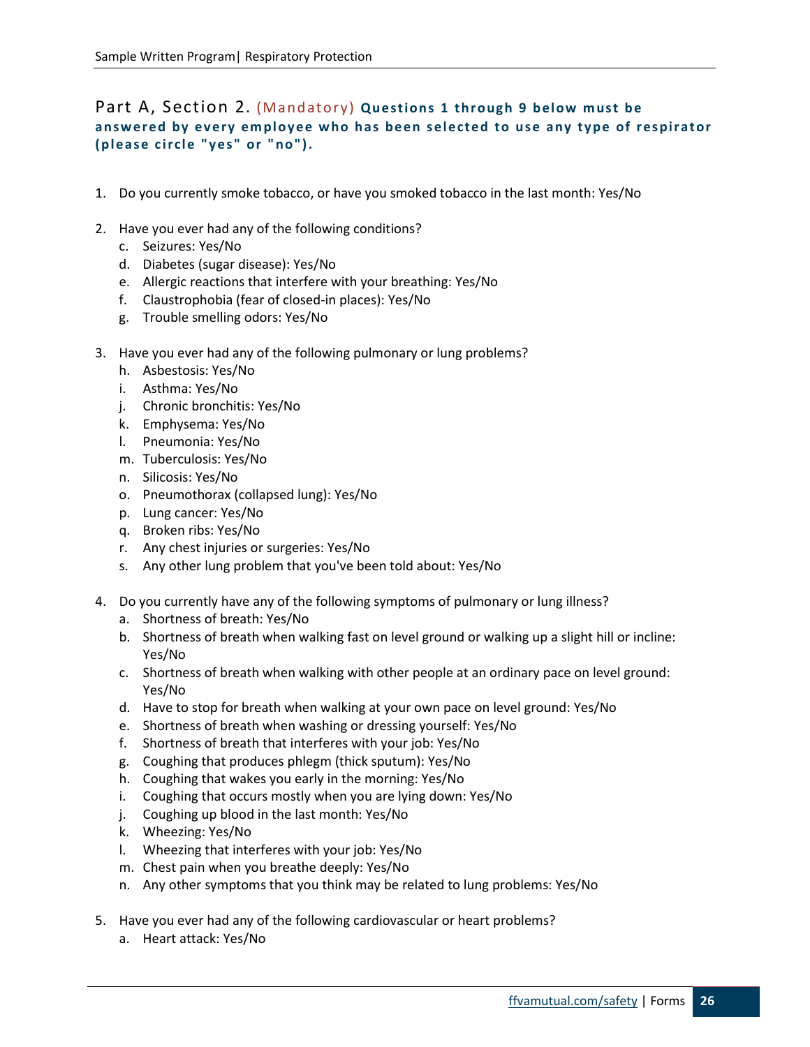## Part A, Section 2. (Mandatory) **Questions 1 through 9 below must be answered by every employee who has been selected to use any type of respirator (please circle "yes" or "no").**

1. Do you currently smoke tobacco, or have you smoked tobacco in the last month: Yes/No

2. Have you ever had any of the following conditions?
   c. Seizures: Yes/No
   d. Diabetes (sugar disease): Yes/No
   e. Allergic reactions that interfere with your breathing: Yes/No
   f. Claustrophobia (fear of closed-in places): Yes/No
   g. Trouble smelling odors: Yes/No

3. Have you ever had any of the following pulmonary or lung problems?
   h. Asbestosis: Yes/No
   i. Asthma: Yes/No
   j. Chronic bronchitis: Yes/No
   k. Emphysema: Yes/No
   l. Pneumonia: Yes/No
   m. Tuberculosis: Yes/No
   n. Silicosis: Yes/No
   o. Pneumothorax (collapsed lung): Yes/No
   p. Lung cancer: Yes/No
   q. Broken ribs: Yes/No
   r. Any chest injuries or surgeries: Yes/No
   s. Any other lung problem that you've been told about: Yes/No

4. Do you currently have any of the following symptoms of pulmonary or lung illness?
   a. Shortness of breath: Yes/No
   b. Shortness of breath when walking fast on level ground or walking up a slight hill or incline: Yes/No
   c. Shortness of breath when walking with other people at an ordinary pace on level ground: Yes/No
   d. Have to stop for breath when walking at your own pace on level ground: Yes/No
   e. Shortness of breath when washing or dressing yourself: Yes/No
   f. Shortness of breath that interferes with your job: Yes/No
   g. Coughing that produces phlegm (thick sputum): Yes/No
   h. Coughing that wakes you early in the morning: Yes/No
   i. Coughing that occurs mostly when you are lying down: Yes/No
   j. Coughing up blood in the last month: Yes/No
   k. Wheezing: Yes/No
   l. Wheezing that interferes with your job: Yes/No
   m. Chest pain when you breathe deeply: Yes/No
   n. Any other symptoms that you think may be related to lung problems: Yes/No

5. Have you ever had any of the following cardiovascular or heart problems?
   a. Heart attack: Yes/No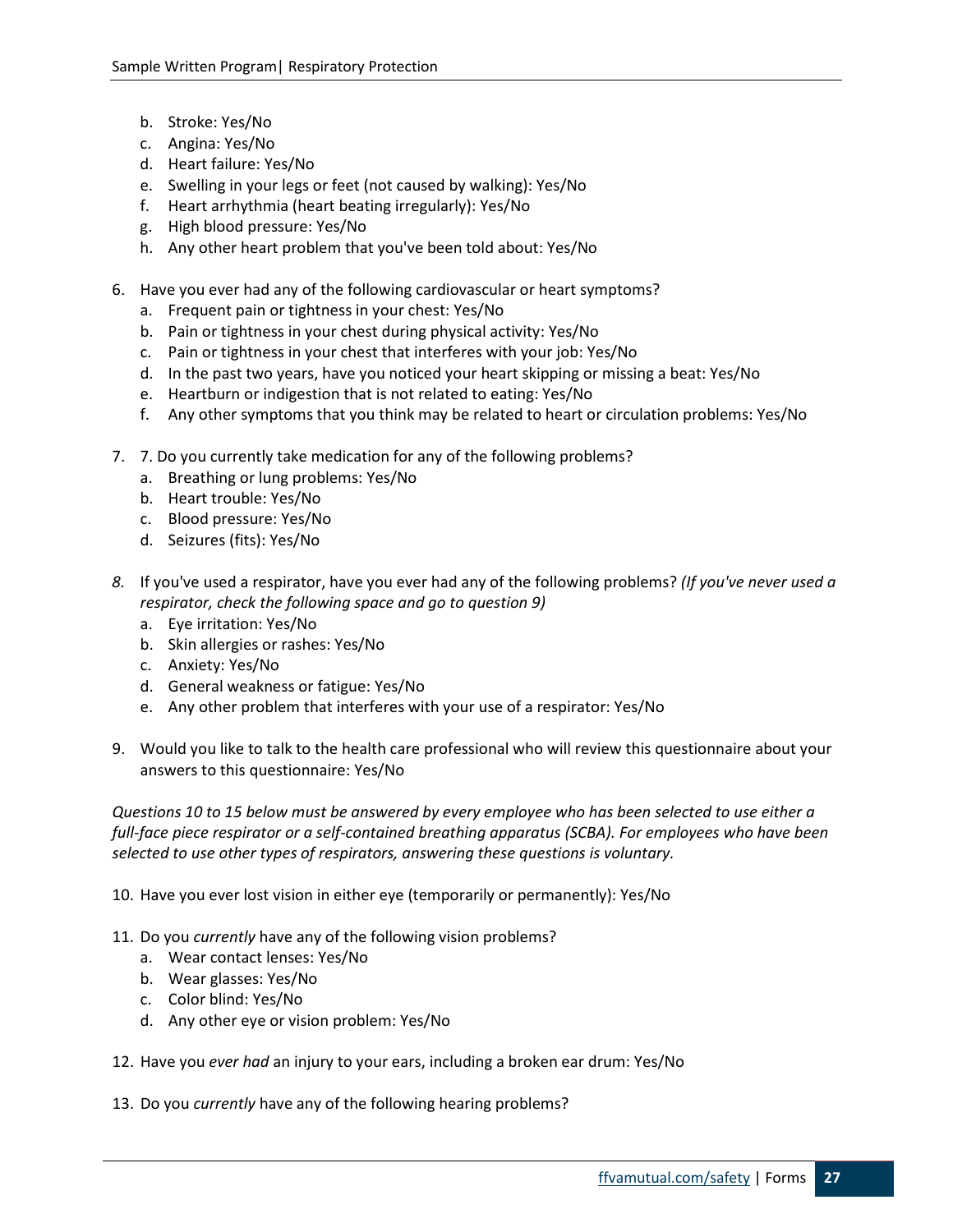b. Stroke: Yes/No
   c. Angina: Yes/No
   d. Heart failure: Yes/No
   e. Swelling in your legs or feet (not caused by walking): Yes/No
   f. Heart arrhythmia (heart beating irregularly): Yes/No
   g. High blood pressure: Yes/No
   h. Any other heart problem that you've been told about: Yes/No

6. Have you ever had any of the following cardiovascular or heart symptoms?
   a. Frequent pain or tightness in your chest: Yes/No
   b. Pain or tightness in your chest during physical activity: Yes/No
   c. Pain or tightness in your chest that interferes with your job: Yes/No
   d. In the past two years, have you noticed your heart skipping or missing a beat: Yes/No
   e. Heartburn or indigestion that is not related to eating: Yes/No
   f. Any other symptoms that you think may be related to heart or circulation problems: Yes/No

7. 7. Do you currently take medication for any of the following problems?
   a. Breathing or lung problems: Yes/No
   b. Heart trouble: Yes/No
   c. Blood pressure: Yes/No
   d. Seizures (fits): Yes/No

*8.* If you've used a respirator, have you ever had any of the following problems? *(If you've never used a respirator, check the following space and go to question 9)*
   a. Eye irritation: Yes/No
   b. Skin allergies or rashes: Yes/No
   c. Anxiety: Yes/No
   d. General weakness or fatigue: Yes/No
   e. Any other problem that interferes with your use of a respirator: Yes/No

9. Would you like to talk to the health care professional who will review this questionnaire about your answers to this questionnaire: Yes/No

*Questions 10 to 15 below must be answered by every employee who has been selected to use either a full-face piece respirator or a self-contained breathing apparatus (SCBA). For employees who have been selected to use other types of respirators, answering these questions is voluntary.*

10. Have you ever lost vision in either eye (temporarily or permanently): Yes/No

11. Do you *currently* have any of the following vision problems?
    a. Wear contact lenses: Yes/No
    b. Wear glasses: Yes/No
    c. Color blind: Yes/No
    d. Any other eye or vision problem: Yes/No

12. Have you *ever had* an injury to your ears, including a broken ear drum: Yes/No

13. Do you *currently* have any of the following hearing problems?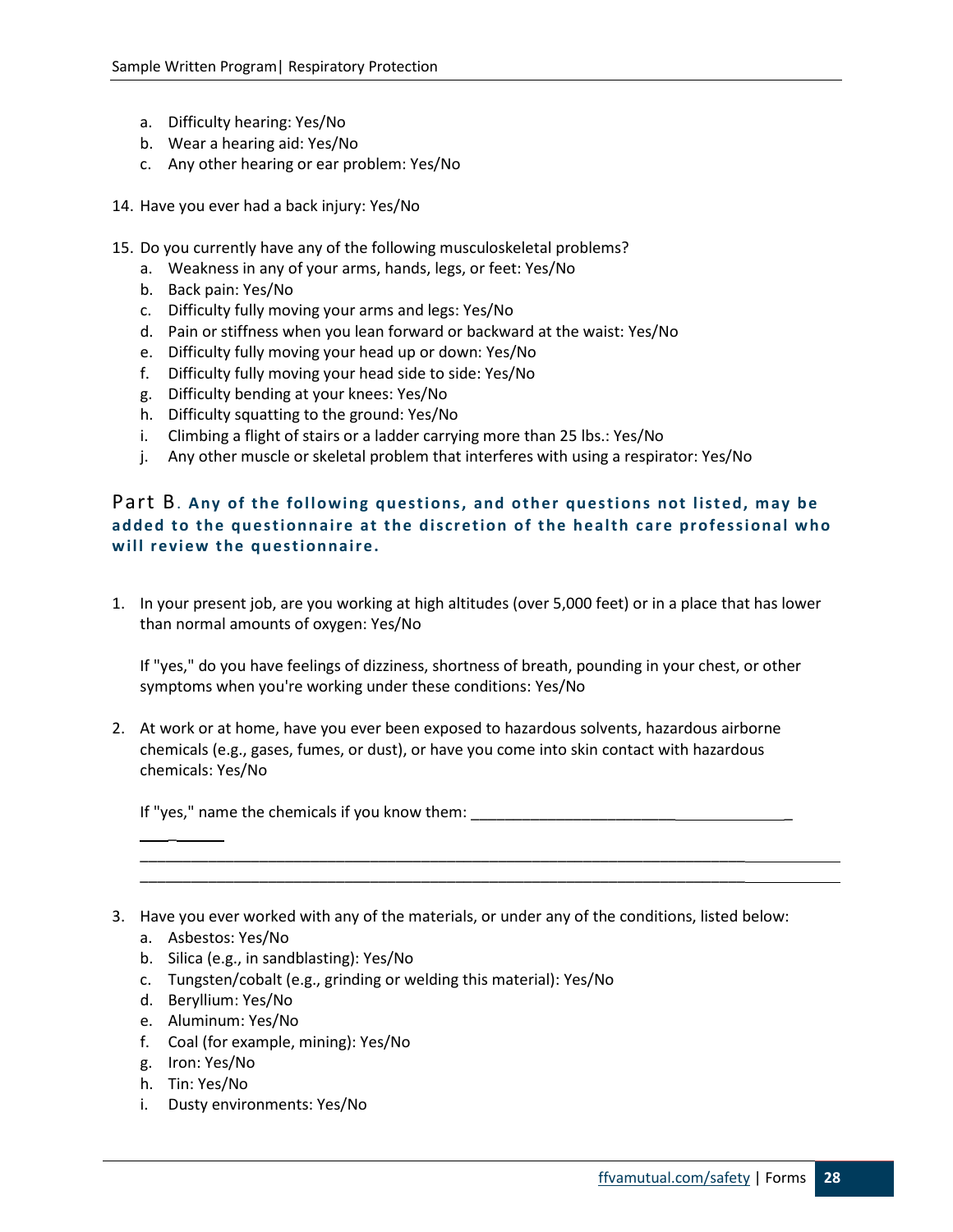a. Difficulty hearing: Yes/No
   b. Wear a hearing aid: Yes/No
   c. Any other hearing or ear problem: Yes/No

14. Have you ever had a back injury: Yes/No

15. Do you currently have any of the following musculoskeletal problems?
    a. Weakness in any of your arms, hands, legs, or feet: Yes/No
    b. Back pain: Yes/No
    c. Difficulty fully moving your arms and legs: Yes/No
    d. Pain or stiffness when you lean forward or backward at the waist: Yes/No
    e. Difficulty fully moving your head up or down: Yes/No
    f. Difficulty fully moving your head side to side: Yes/No
    g. Difficulty bending at your knees: Yes/No
    h. Difficulty squatting to the ground: Yes/No
    i. Climbing a flight of stairs or a ladder carrying more than 25 lbs.: Yes/No
    j. Any other muscle or skeletal problem that interferes with using a respirator: Yes/No

## Part B. **Any of the following questions, and other questions not listed, may be added to the questionnaire at the discretion of the health care professional who will review the questionnaire.**

1. In your present job, are you working at high altitudes (over 5,000 feet) or in a place that has lower than normal amounts of oxygen: Yes/No

   If "yes," do you have feelings of dizziness, shortness of breath, pounding in your chest, or other symptoms when you're working under these conditions: Yes/No

2. At work or at home, have you ever been exposed to hazardous solvents, hazardous airborne chemicals (e.g., gases, fumes, or dust), or have you come into skin contact with hazardous chemicals: Yes/No

   If "yes," name the chemicals if you know them: ________________________________________

   ______________________________________________________________________________________
   ______________________________________________________________________________________

3. Have you ever worked with any of the materials, or under any of the conditions, listed below:
   a. Asbestos: Yes/No
   b. Silica (e.g., in sandblasting): Yes/No
   c. Tungsten/cobalt (e.g., grinding or welding this material): Yes/No
   d. Beryllium: Yes/No
   e. Aluminum: Yes/No
   f. Coal (for example, mining): Yes/No
   g. Iron: Yes/No
   h. Tin: Yes/No
   i. Dusty environments: Yes/No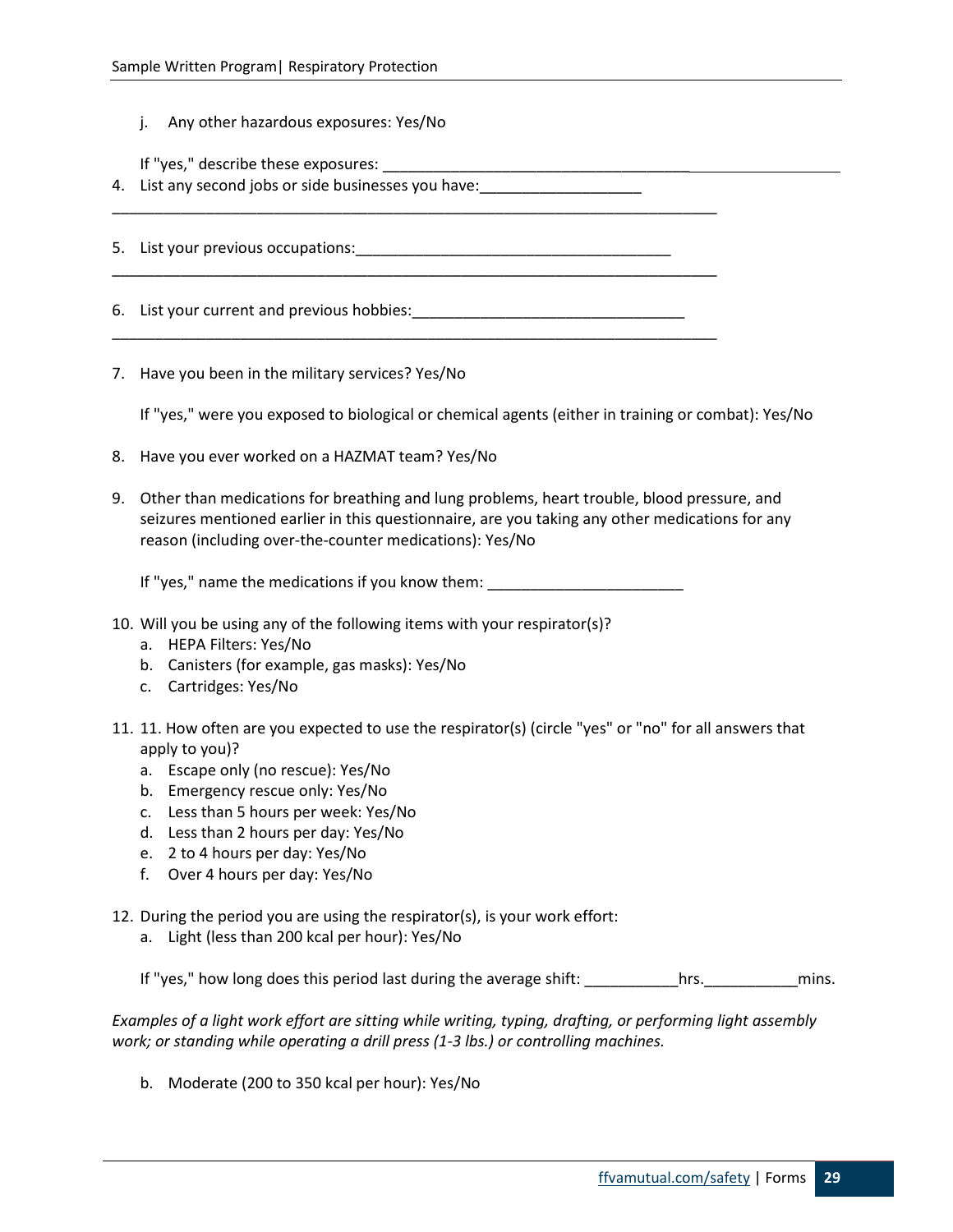j. Any other hazardous exposures: Yes/No

   If "yes," describe these exposures: ______________________________________________________

4. List any second jobs or side businesses you have:___________________

   _________________________________________________________________________

5. List your previous occupations:_____________________________________

   _________________________________________________________________________

6. List your current and previous hobbies:________________________________

   _________________________________________________________________________

7. Have you been in the military services? Yes/No

   If "yes," were you exposed to biological or chemical agents (either in training or combat): Yes/No

8. Have you ever worked on a HAZMAT team? Yes/No

9. Other than medications for breathing and lung problems, heart trouble, blood pressure, and seizures mentioned earlier in this questionnaire, are you taking any other medications for any reason (including over-the-counter medications): Yes/No

   If "yes," name the medications if you know them: _______________________

10. Will you be using any of the following items with your respirator(s)?
    a. HEPA Filters: Yes/No
    b. Canisters (for example, gas masks): Yes/No
    c. Cartridges: Yes/No

11. 11. How often are you expected to use the respirator(s) (circle "yes" or "no" for all answers that apply to you)?
    a. Escape only (no rescue): Yes/No
    b. Emergency rescue only: Yes/No
    c. Less than 5 hours per week: Yes/No
    d. Less than 2 hours per day: Yes/No
    e. 2 to 4 hours per day: Yes/No
    f. Over 4 hours per day: Yes/No

12. During the period you are using the respirator(s), is your work effort:
    a. Light (less than 200 kcal per hour): Yes/No

    If "yes," how long does this period last during the average shift: ___________hrs.___________mins.

*Examples of a light work effort are sitting while writing, typing, drafting, or performing light assembly work; or standing while operating a drill press (1-3 lbs.) or controlling machines.*

    b. Moderate (200 to 350 kcal per hour): Yes/No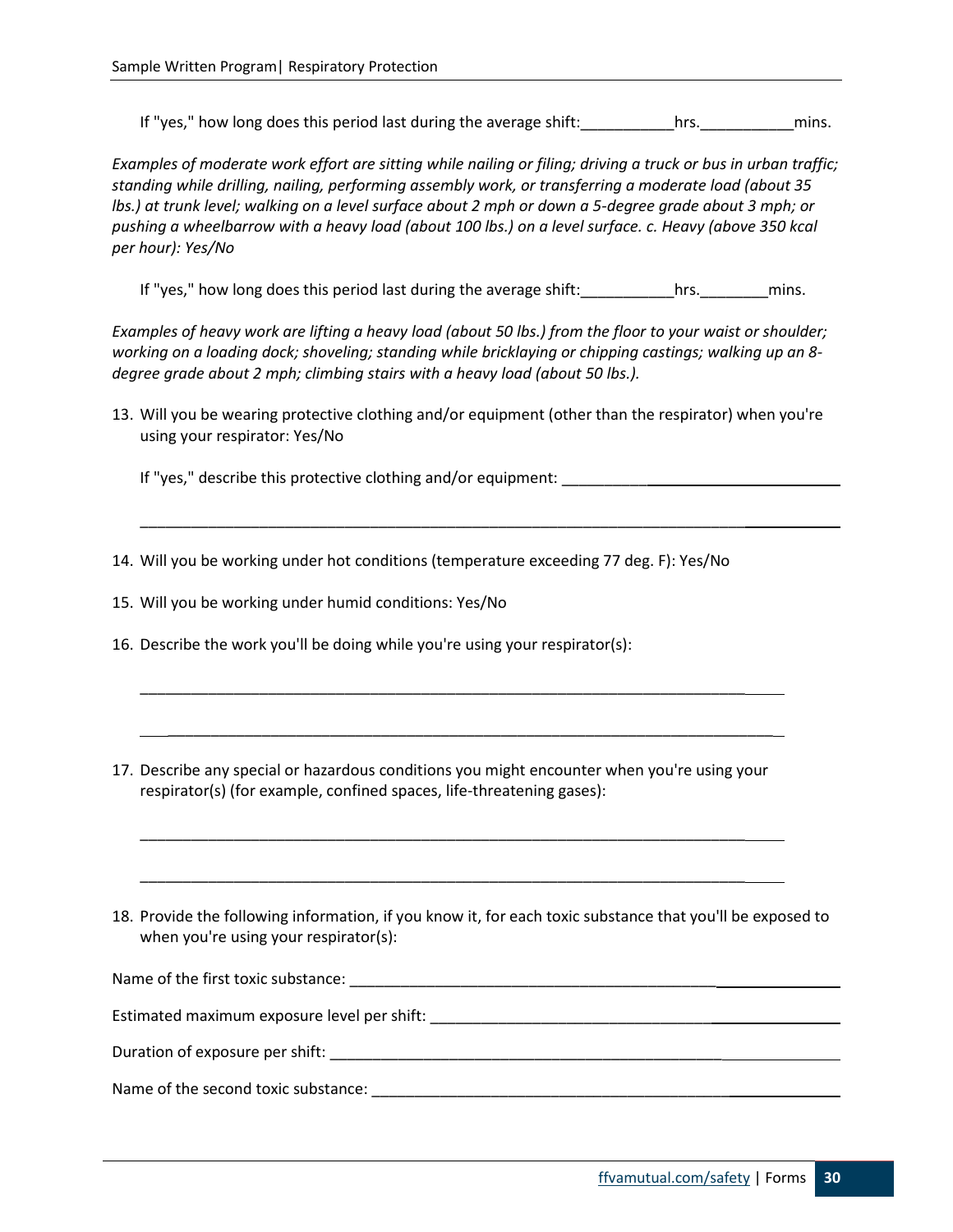If "yes," how long does this period last during the average shift:___________hrs.___________mins.

*Examples of moderate work effort are sitting while nailing or filing; driving a truck or bus in urban traffic; standing while drilling, nailing, performing assembly work, or transferring a moderate load (about 35 lbs.) at trunk level; walking on a level surface about 2 mph or down a 5-degree grade about 3 mph; or pushing a wheelbarrow with a heavy load (about 100 lbs.) on a level surface. c. Heavy (above 350 kcal per hour): Yes/No*

If "yes," how long does this period last during the average shift:___________hrs.________mins.

*Examples of heavy work are lifting a heavy load (about 50 lbs.) from the floor to your waist or shoulder; working on a loading dock; shoveling; standing while bricklaying or chipping castings; walking up an 8-degree grade about 2 mph; climbing stairs with a heavy load (about 50 lbs.).*

13. Will you be wearing protective clothing and/or equipment (other than the respirator) when you're using your respirator: Yes/No

    If "yes," describe this protective clothing and/or equipment: ___________________________________

    ___________________________________________________________________________

14. Will you be working under hot conditions (temperature exceeding 77 deg. F): Yes/No

15. Will you be working under humid conditions: Yes/No

16. Describe the work you'll be doing while you're using your respirator(s):

    ___________________________________________________________________________

    ___________________________________________________________________________

17. Describe any special or hazardous conditions you might encounter when you're using your respirator(s) (for example, confined spaces, life-threatening gases):

    ___________________________________________________________________________

    ___________________________________________________________________________

18. Provide the following information, if you know it, for each toxic substance that you'll be exposed to when you're using your respirator(s):

Name of the first toxic substance: ___________________________________________________

Estimated maximum exposure level per shift: __________________________________________

Duration of exposure per shift: ______________________________________________________

Name of the second toxic substance: _________________________________________________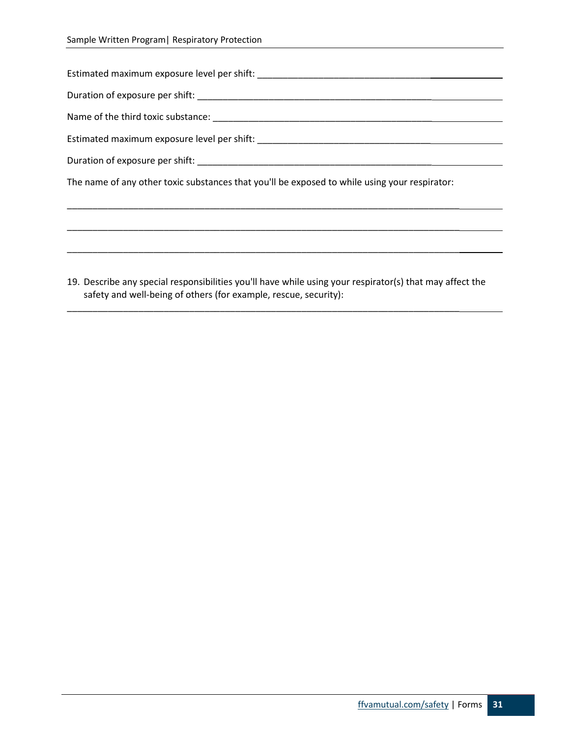Estimated maximum exposure level per shift: ________________________________________________

Duration of exposure per shift: ________________________________________________

Name of the third toxic substance: ________________________________________________

Estimated maximum exposure level per shift: ________________________________________________

Duration of exposure per shift: ________________________________________________

The name of any other toxic substances that you'll be exposed to while using your respirator:

________________________________________________________________________________

________________________________________________________________________________

________________________________________________________________________________

19. Describe any special responsibilities you'll have while using your respirator(s) that may affect the safety and well-being of others (for example, rescue, security):

________________________________________________________________________________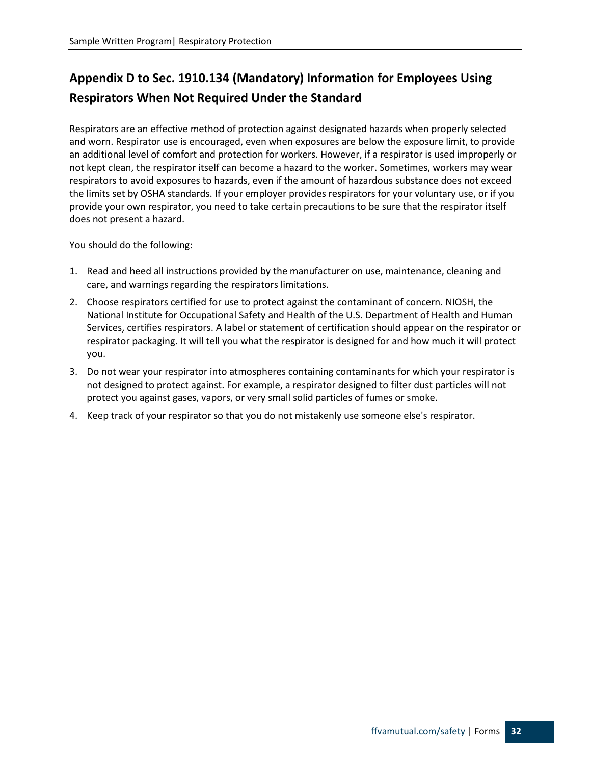## Appendix D to Sec. 1910.134 (Mandatory) Information for Employees Using Respirators When Not Required Under the Standard

Respirators are an effective method of protection against designated hazards when properly selected and worn. Respirator use is encouraged, even when exposures are below the exposure limit, to provide an additional level of comfort and protection for workers. However, if a respirator is used improperly or not kept clean, the respirator itself can become a hazard to the worker. Sometimes, workers may wear respirators to avoid exposures to hazards, even if the amount of hazardous substance does not exceed the limits set by OSHA standards. If your employer provides respirators for your voluntary use, or if you provide your own respirator, you need to take certain precautions to be sure that the respirator itself does not present a hazard.

You should do the following:

1. Read and heed all instructions provided by the manufacturer on use, maintenance, cleaning and care, and warnings regarding the respirators limitations.
2. Choose respirators certified for use to protect against the contaminant of concern. NIOSH, the National Institute for Occupational Safety and Health of the U.S. Department of Health and Human Services, certifies respirators. A label or statement of certification should appear on the respirator or respirator packaging. It will tell you what the respirator is designed for and how much it will protect you.
3. Do not wear your respirator into atmospheres containing contaminants for which your respirator is not designed to protect against. For example, a respirator designed to filter dust particles will not protect you against gases, vapors, or very small solid particles of fumes or smoke.
4. Keep track of your respirator so that you do not mistakenly use someone else's respirator.